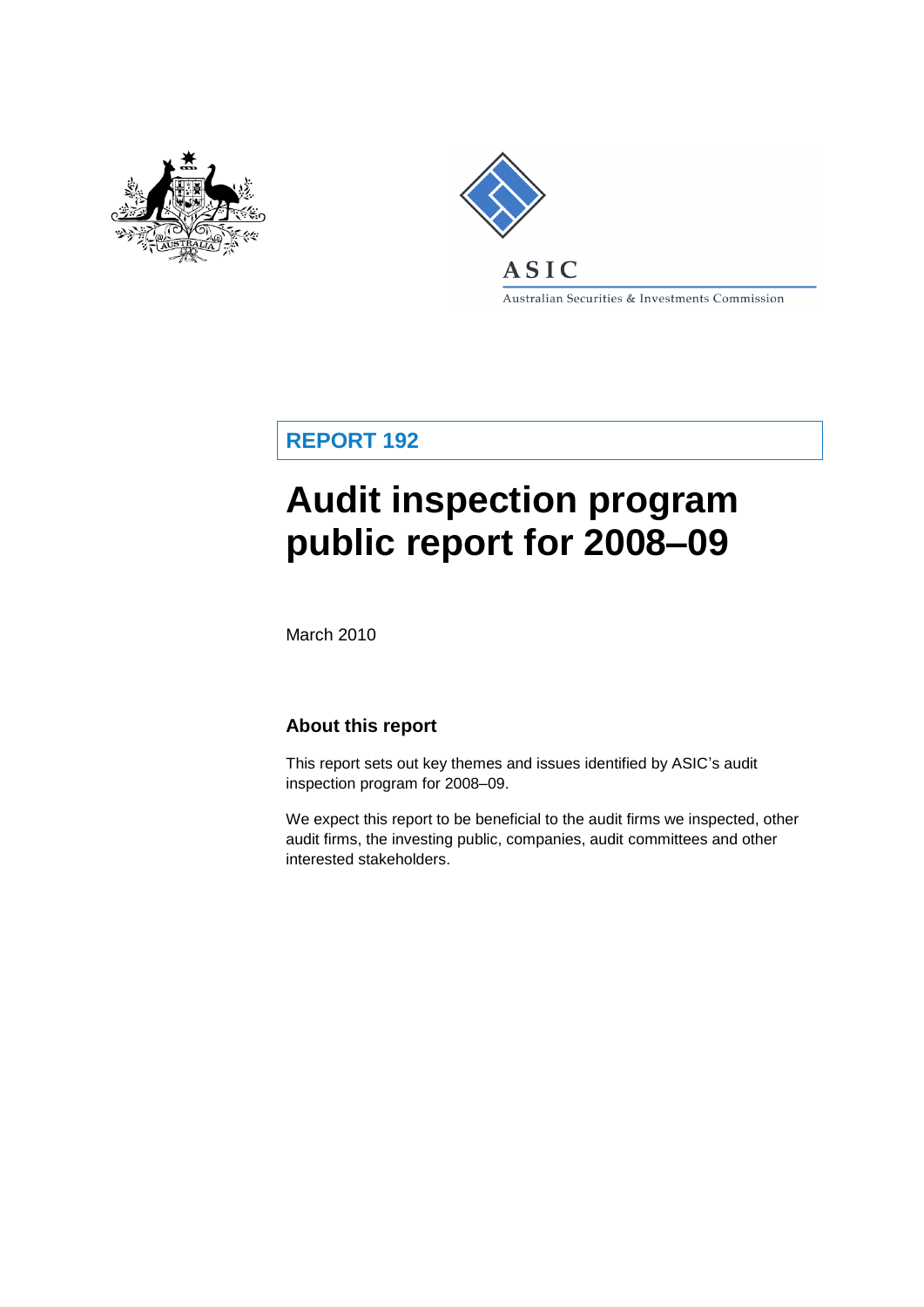ASIC

Australian Securities & Investments Commission

**REPORT 192**

# Audit inspection program public report for 2008–09

March 2010

## About this report

This report sets out key themes and issues identified by ASIC's audit inspection program for 2008–09.

We expect this report to be beneficial to the audit firms we inspected, other audit firms, the investing public, companies, audit committees and other interested stakeholders.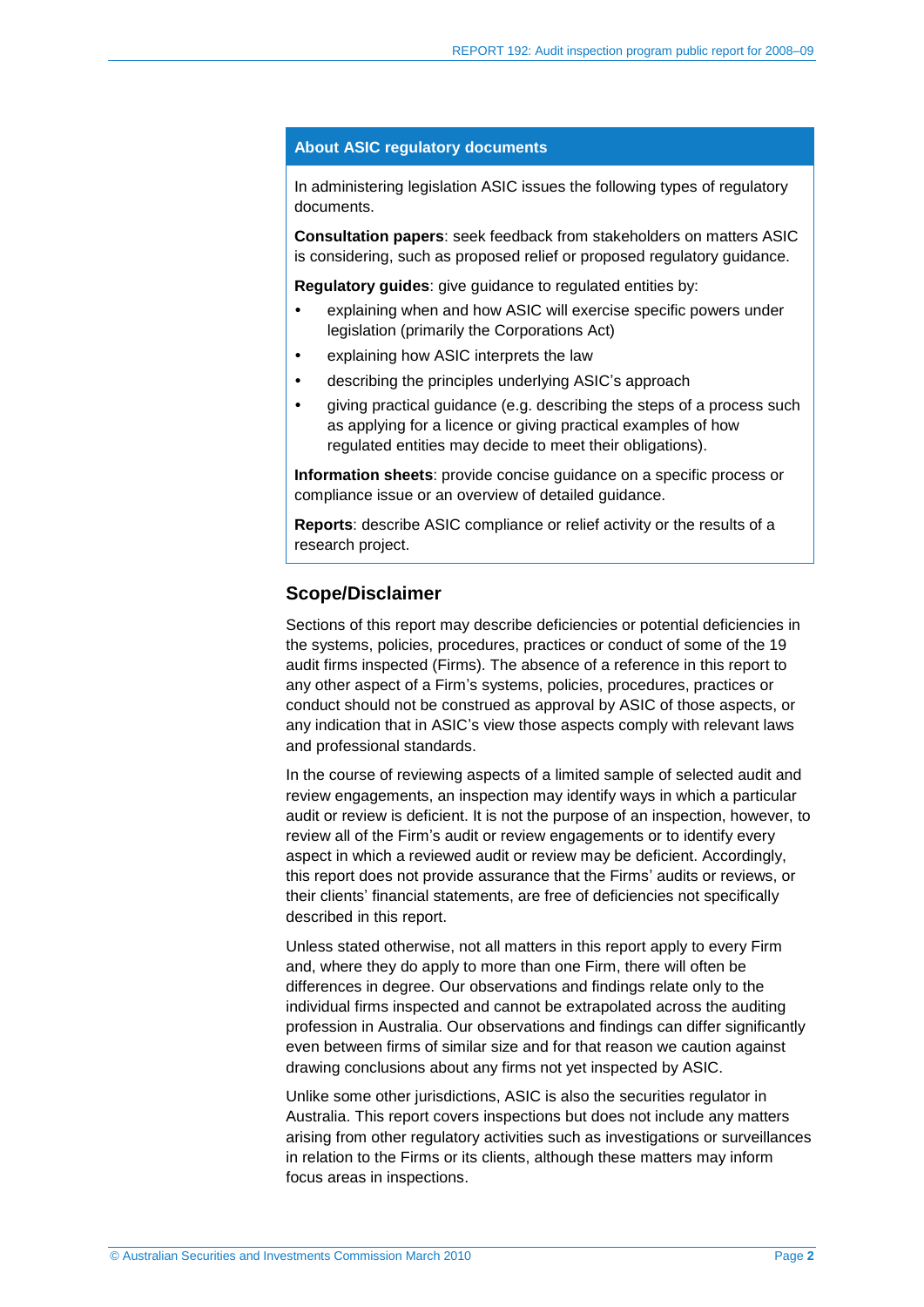## About ASIC regulatory documents

In administering legislation ASIC issues the following types of regulatory documents.

**Consultation papers**: seek feedback from stakeholders on matters ASIC is considering, such as proposed relief or proposed regulatory guidance.

**Regulatory guides**: give guidance to regulated entities by:

- explaining when and how ASIC will exercise specific powers under legislation (primarily the Corporations Act)
- explaining how ASIC interprets the law
- describing the principles underlying ASIC's approach
- giving practical guidance (e.g. describing the steps of a process such as applying for a licence or giving practical examples of how regulated entities may decide to meet their obligations).

**Information sheets**: provide concise guidance on a specific process or compliance issue or an overview of detailed guidance.

**Reports**: describe ASIC compliance or relief activity or the results of a research project.

## Scope/Disclaimer

Sections of this report may describe deficiencies or potential deficiencies in the systems, policies, procedures, practices or conduct of some of the 19 audit firms inspected (Firms). The absence of a reference in this report to any other aspect of a Firm's systems, policies, procedures, practices or conduct should not be construed as approval by ASIC of those aspects, or any indication that in ASIC's view those aspects comply with relevant laws and professional standards.

In the course of reviewing aspects of a limited sample of selected audit and review engagements, an inspection may identify ways in which a particular audit or review is deficient. It is not the purpose of an inspection, however, to review all of the Firm's audit or review engagements or to identify every aspect in which a reviewed audit or review may be deficient. Accordingly, this report does not provide assurance that the Firms' audits or reviews, or their clients' financial statements, are free of deficiencies not specifically described in this report.

Unless stated otherwise, not all matters in this report apply to every Firm and, where they do apply to more than one Firm, there will often be differences in degree. Our observations and findings relate only to the individual firms inspected and cannot be extrapolated across the auditing profession in Australia. Our observations and findings can differ significantly even between firms of similar size and for that reason we caution against drawing conclusions about any firms not yet inspected by ASIC.

Unlike some other jurisdictions, ASIC is also the securities regulator in Australia. This report covers inspections but does not include any matters arising from other regulatory activities such as investigations or surveillances in relation to the Firms or its clients, although these matters may inform focus areas in inspections.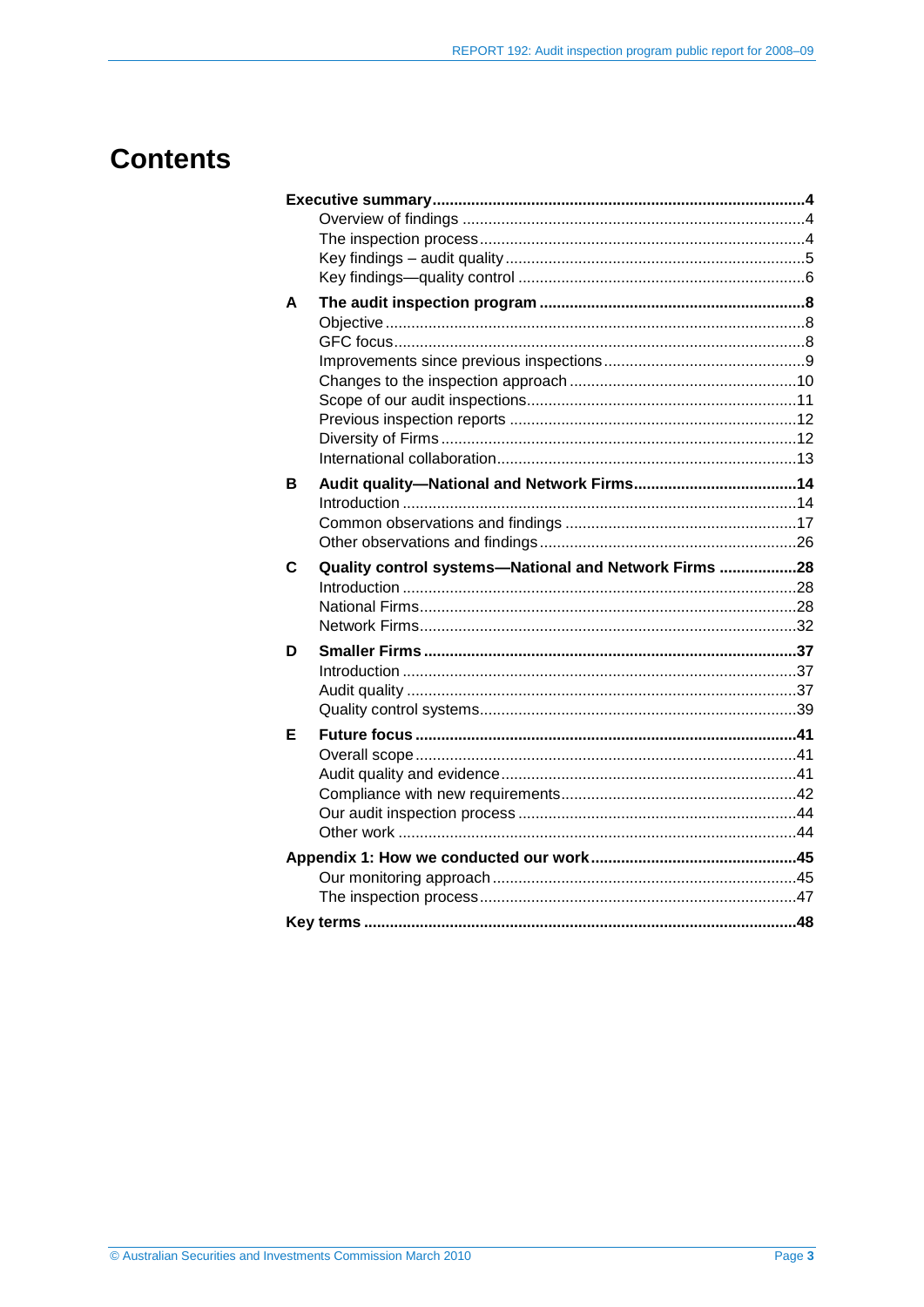# Contents

**Executive summary** ..... **4**
- Overview of findings ..... 4
- The inspection process ..... 4
- Key findings – audit quality ..... 5
- Key findings—quality control ..... 6

**A The audit inspection program** ..... **8**
- Objective ..... 8
- GFC focus ..... 8
- Improvements since previous inspections ..... 9
- Changes to the inspection approach ..... 10
- Scope of our audit inspections ..... 11
- Previous inspection reports ..... 12
- Diversity of Firms ..... 12
- International collaboration ..... 13

**B Audit quality—National and Network Firms** ..... **14**
- Introduction ..... 14
- Common observations and findings ..... 17
- Other observations and findings ..... 26

**C Quality control systems—National and Network Firms** ..... **28**
- Introduction ..... 28
- National Firms ..... 28
- Network Firms ..... 32

**D Smaller Firms** ..... **37**
- Introduction ..... 37
- Audit quality ..... 37
- Quality control systems ..... 39

**E Future focus** ..... **41**
- Overall scope ..... 41
- Audit quality and evidence ..... 41
- Compliance with new requirements ..... 42
- Our audit inspection process ..... 44
- Other work ..... 44

**Appendix 1: How we conducted our work** ..... **45**
- Our monitoring approach ..... 45
- The inspection process ..... 47

**Key terms** ..... **48**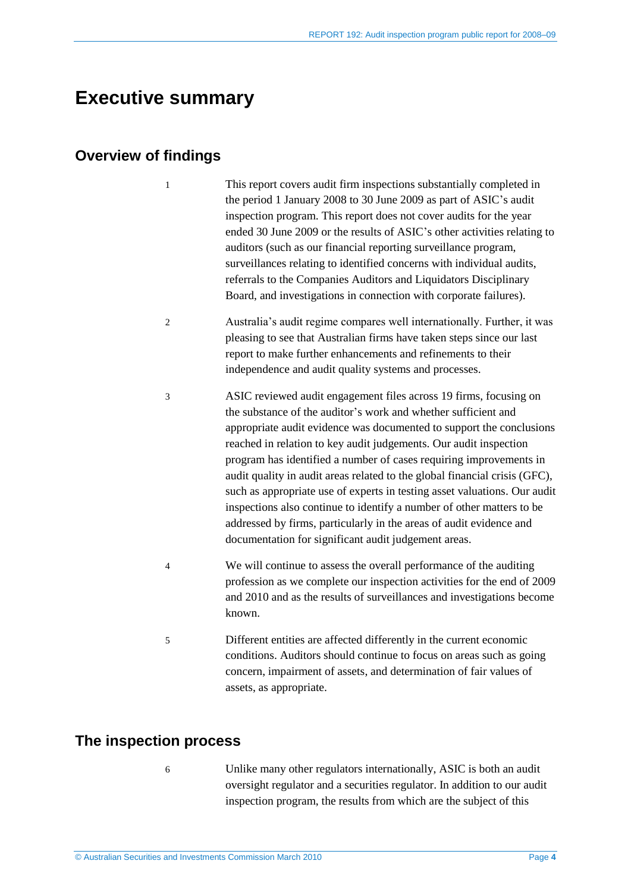# Executive summary

## Overview of findings

1 This report covers audit firm inspections substantially completed in the period 1 January 2008 to 30 June 2009 as part of ASIC's audit inspection program. This report does not cover audits for the year ended 30 June 2009 or the results of ASIC's other activities relating to auditors (such as our financial reporting surveillance program, surveillances relating to identified concerns with individual audits, referrals to the Companies Auditors and Liquidators Disciplinary Board, and investigations in connection with corporate failures).

2 Australia's audit regime compares well internationally. Further, it was pleasing to see that Australian firms have taken steps since our last report to make further enhancements and refinements to their independence and audit quality systems and processes.

3 ASIC reviewed audit engagement files across 19 firms, focusing on the substance of the auditor's work and whether sufficient and appropriate audit evidence was documented to support the conclusions reached in relation to key audit judgements. Our audit inspection program has identified a number of cases requiring improvements in audit quality in audit areas related to the global financial crisis (GFC), such as appropriate use of experts in testing asset valuations. Our audit inspections also continue to identify a number of other matters to be addressed by firms, particularly in the areas of audit evidence and documentation for significant audit judgement areas.

4 We will continue to assess the overall performance of the auditing profession as we complete our inspection activities for the end of 2009 and 2010 and as the results of surveillances and investigations become known.

5 Different entities are affected differently in the current economic conditions. Auditors should continue to focus on areas such as going concern, impairment of assets, and determination of fair values of assets, as appropriate.

## The inspection process

6 Unlike many other regulators internationally, ASIC is both an audit oversight regulator and a securities regulator. In addition to our audit inspection program, the results from which are the subject of this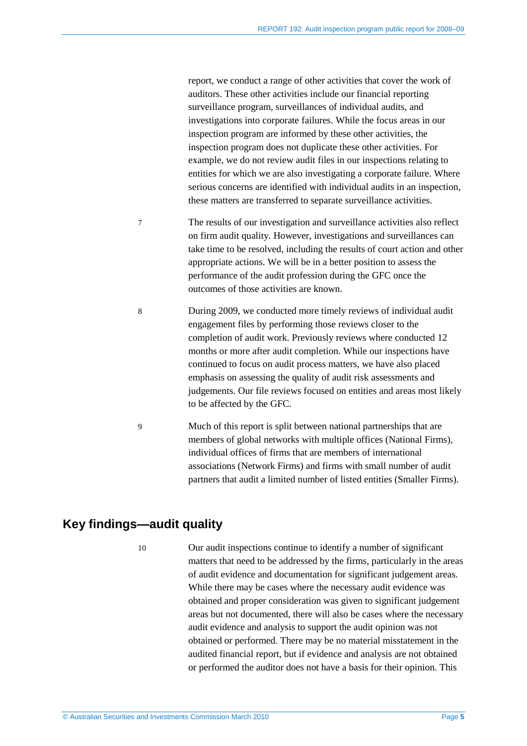report, we conduct a range of other activities that cover the work of auditors. These other activities include our financial reporting surveillance program, surveillances of individual audits, and investigations into corporate failures. While the focus areas in our inspection program are informed by these other activities, the inspection program does not duplicate these other activities. For example, we do not review audit files in our inspections relating to entities for which we are also investigating a corporate failure. Where serious concerns are identified with individual audits in an inspection, these matters are transferred to separate surveillance activities.

7 The results of our investigation and surveillance activities also reflect on firm audit quality. However, investigations and surveillances can take time to be resolved, including the results of court action and other appropriate actions. We will be in a better position to assess the performance of the audit profession during the GFC once the outcomes of those activities are known.

8 During 2009, we conducted more timely reviews of individual audit engagement files by performing those reviews closer to the completion of audit work. Previously reviews where conducted 12 months or more after audit completion. While our inspections have continued to focus on audit process matters, we have also placed emphasis on assessing the quality of audit risk assessments and judgements. Our file reviews focused on entities and areas most likely to be affected by the GFC.

9 Much of this report is split between national partnerships that are members of global networks with multiple offices (National Firms), individual offices of firms that are members of international associations (Network Firms) and firms with small number of audit partners that audit a limited number of listed entities (Smaller Firms).

## Key findings—audit quality

10 Our audit inspections continue to identify a number of significant matters that need to be addressed by the firms, particularly in the areas of audit evidence and documentation for significant judgement areas. While there may be cases where the necessary audit evidence was obtained and proper consideration was given to significant judgement areas but not documented, there will also be cases where the necessary audit evidence and analysis to support the audit opinion was not obtained or performed. There may be no material misstatement in the audited financial report, but if evidence and analysis are not obtained or performed the auditor does not have a basis for their opinion. This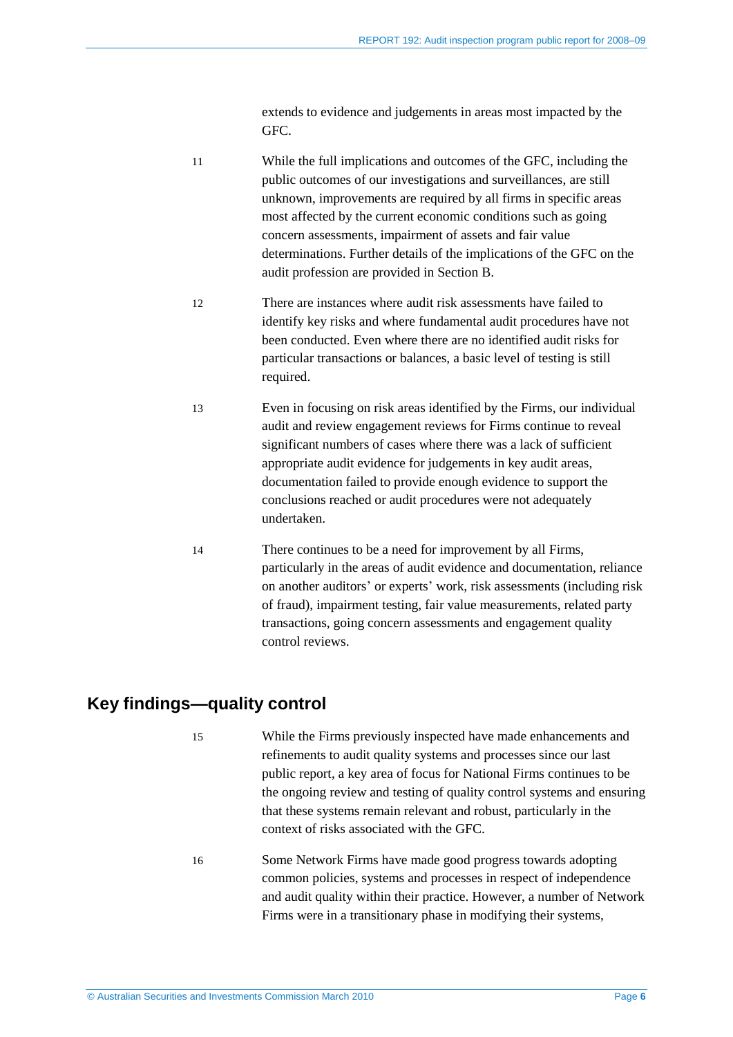extends to evidence and judgements in areas most impacted by the GFC.

11 While the full implications and outcomes of the GFC, including the public outcomes of our investigations and surveillances, are still unknown, improvements are required by all firms in specific areas most affected by the current economic conditions such as going concern assessments, impairment of assets and fair value determinations. Further details of the implications of the GFC on the audit profession are provided in Section B.

12 There are instances where audit risk assessments have failed to identify key risks and where fundamental audit procedures have not been conducted. Even where there are no identified audit risks for particular transactions or balances, a basic level of testing is still required.

13 Even in focusing on risk areas identified by the Firms, our individual audit and review engagement reviews for Firms continue to reveal significant numbers of cases where there was a lack of sufficient appropriate audit evidence for judgements in key audit areas, documentation failed to provide enough evidence to support the conclusions reached or audit procedures were not adequately undertaken.

14 There continues to be a need for improvement by all Firms, particularly in the areas of audit evidence and documentation, reliance on another auditors' or experts' work, risk assessments (including risk of fraud), impairment testing, fair value measurements, related party transactions, going concern assessments and engagement quality control reviews.

## Key findings—quality control

15 While the Firms previously inspected have made enhancements and refinements to audit quality systems and processes since our last public report, a key area of focus for National Firms continues to be the ongoing review and testing of quality control systems and ensuring that these systems remain relevant and robust, particularly in the context of risks associated with the GFC.

16 Some Network Firms have made good progress towards adopting common policies, systems and processes in respect of independence and audit quality within their practice. However, a number of Network Firms were in a transitionary phase in modifying their systems,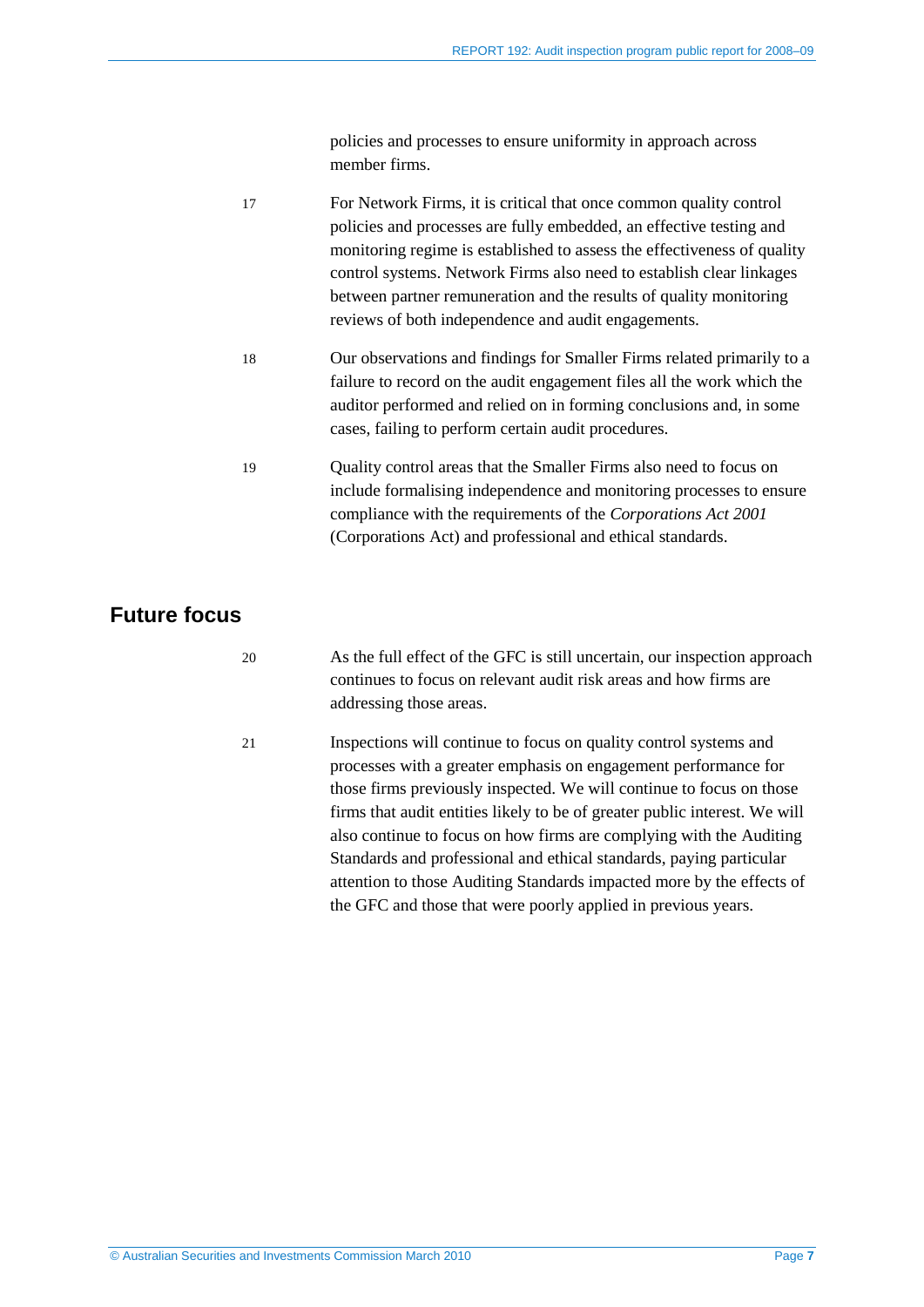policies and processes to ensure uniformity in approach across member firms.

17 For Network Firms, it is critical that once common quality control policies and processes are fully embedded, an effective testing and monitoring regime is established to assess the effectiveness of quality control systems. Network Firms also need to establish clear linkages between partner remuneration and the results of quality monitoring reviews of both independence and audit engagements.

18 Our observations and findings for Smaller Firms related primarily to a failure to record on the audit engagement files all the work which the auditor performed and relied on in forming conclusions and, in some cases, failing to perform certain audit procedures.

19 Quality control areas that the Smaller Firms also need to focus on include formalising independence and monitoring processes to ensure compliance with the requirements of the *Corporations Act 2001* (Corporations Act) and professional and ethical standards.

## Future focus

20 As the full effect of the GFC is still uncertain, our inspection approach continues to focus on relevant audit risk areas and how firms are addressing those areas.

21 Inspections will continue to focus on quality control systems and processes with a greater emphasis on engagement performance for those firms previously inspected. We will continue to focus on those firms that audit entities likely to be of greater public interest. We will also continue to focus on how firms are complying with the Auditing Standards and professional and ethical standards, paying particular attention to those Auditing Standards impacted more by the effects of the GFC and those that were poorly applied in previous years.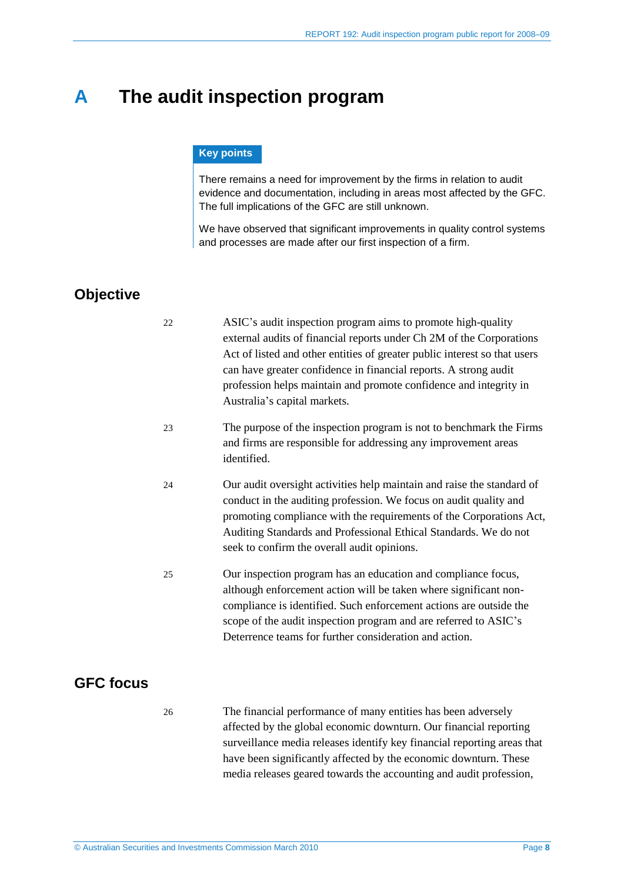# A The audit inspection program

**Key points**

There remains a need for improvement by the firms in relation to audit evidence and documentation, including in areas most affected by the GFC. The full implications of the GFC are still unknown.

We have observed that significant improvements in quality control systems and processes are made after our first inspection of a firm.

## Objective

22 ASIC's audit inspection program aims to promote high-quality external audits of financial reports under Ch 2M of the Corporations Act of listed and other entities of greater public interest so that users can have greater confidence in financial reports. A strong audit profession helps maintain and promote confidence and integrity in Australia's capital markets.

23 The purpose of the inspection program is not to benchmark the Firms and firms are responsible for addressing any improvement areas identified.

24 Our audit oversight activities help maintain and raise the standard of conduct in the auditing profession. We focus on audit quality and promoting compliance with the requirements of the Corporations Act, Auditing Standards and Professional Ethical Standards. We do not seek to confirm the overall audit opinions.

25 Our inspection program has an education and compliance focus, although enforcement action will be taken where significant non-compliance is identified. Such enforcement actions are outside the scope of the audit inspection program and are referred to ASIC's Deterrence teams for further consideration and action.

## GFC focus

26 The financial performance of many entities has been adversely affected by the global economic downturn. Our financial reporting surveillance media releases identify key financial reporting areas that have been significantly affected by the economic downturn. These media releases geared towards the accounting and audit profession,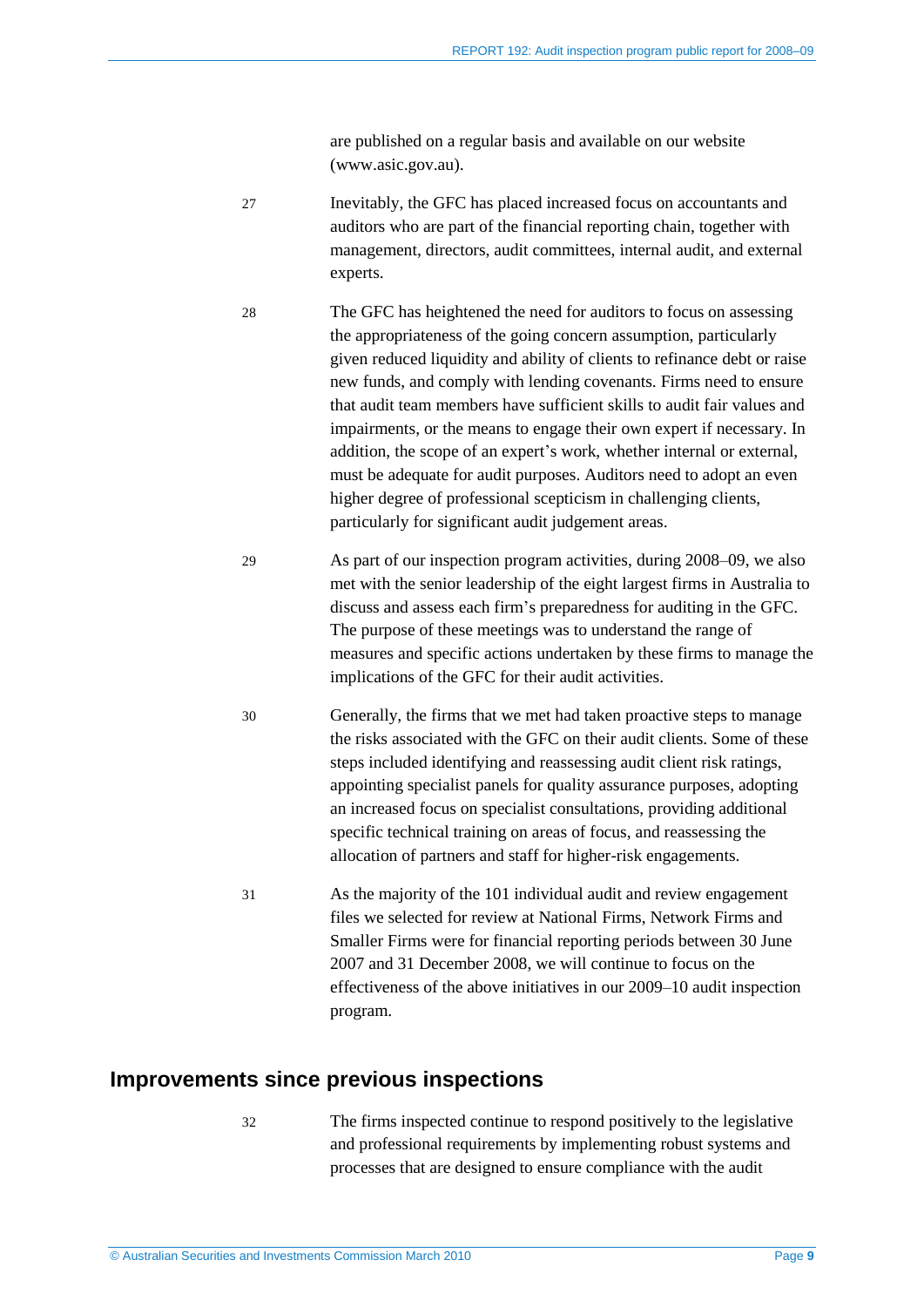are published on a regular basis and available on our website (www.asic.gov.au).

27 Inevitably, the GFC has placed increased focus on accountants and auditors who are part of the financial reporting chain, together with management, directors, audit committees, internal audit, and external experts.

28 The GFC has heightened the need for auditors to focus on assessing the appropriateness of the going concern assumption, particularly given reduced liquidity and ability of clients to refinance debt or raise new funds, and comply with lending covenants. Firms need to ensure that audit team members have sufficient skills to audit fair values and impairments, or the means to engage their own expert if necessary. In addition, the scope of an expert's work, whether internal or external, must be adequate for audit purposes. Auditors need to adopt an even higher degree of professional scepticism in challenging clients, particularly for significant audit judgement areas.

29 As part of our inspection program activities, during 2008–09, we also met with the senior leadership of the eight largest firms in Australia to discuss and assess each firm's preparedness for auditing in the GFC. The purpose of these meetings was to understand the range of measures and specific actions undertaken by these firms to manage the implications of the GFC for their audit activities.

30 Generally, the firms that we met had taken proactive steps to manage the risks associated with the GFC on their audit clients. Some of these steps included identifying and reassessing audit client risk ratings, appointing specialist panels for quality assurance purposes, adopting an increased focus on specialist consultations, providing additional specific technical training on areas of focus, and reassessing the allocation of partners and staff for higher-risk engagements.

31 As the majority of the 101 individual audit and review engagement files we selected for review at National Firms, Network Firms and Smaller Firms were for financial reporting periods between 30 June 2007 and 31 December 2008, we will continue to focus on the effectiveness of the above initiatives in our 2009–10 audit inspection program.

## Improvements since previous inspections

32 The firms inspected continue to respond positively to the legislative and professional requirements by implementing robust systems and processes that are designed to ensure compliance with the audit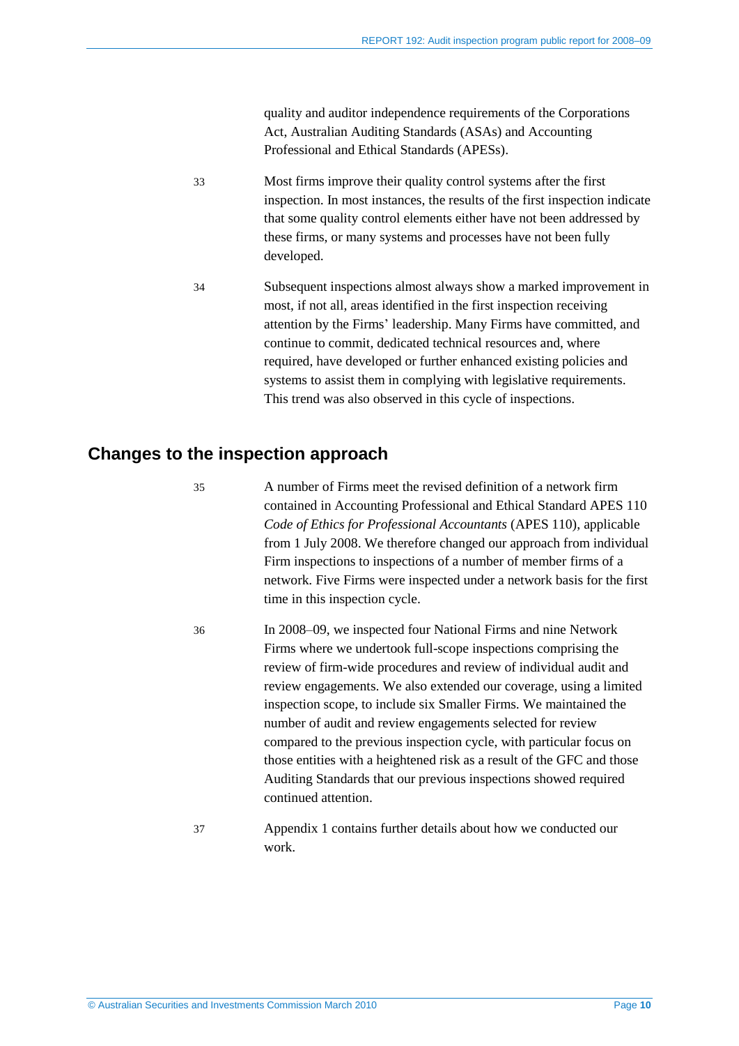quality and auditor independence requirements of the Corporations Act, Australian Auditing Standards (ASAs) and Accounting Professional and Ethical Standards (APESs).

33 Most firms improve their quality control systems after the first inspection. In most instances, the results of the first inspection indicate that some quality control elements either have not been addressed by these firms, or many systems and processes have not been fully developed.

34 Subsequent inspections almost always show a marked improvement in most, if not all, areas identified in the first inspection receiving attention by the Firms' leadership. Many Firms have committed, and continue to commit, dedicated technical resources and, where required, have developed or further enhanced existing policies and systems to assist them in complying with legislative requirements. This trend was also observed in this cycle of inspections.

## Changes to the inspection approach

35 A number of Firms meet the revised definition of a network firm contained in Accounting Professional and Ethical Standard APES 110 *Code of Ethics for Professional Accountants* (APES 110), applicable from 1 July 2008. We therefore changed our approach from individual Firm inspections to inspections of a number of member firms of a network. Five Firms were inspected under a network basis for the first time in this inspection cycle.

36 In 2008–09, we inspected four National Firms and nine Network Firms where we undertook full-scope inspections comprising the review of firm-wide procedures and review of individual audit and review engagements. We also extended our coverage, using a limited inspection scope, to include six Smaller Firms. We maintained the number of audit and review engagements selected for review compared to the previous inspection cycle, with particular focus on those entities with a heightened risk as a result of the GFC and those Auditing Standards that our previous inspections showed required continued attention.

37 Appendix 1 contains further details about how we conducted our work.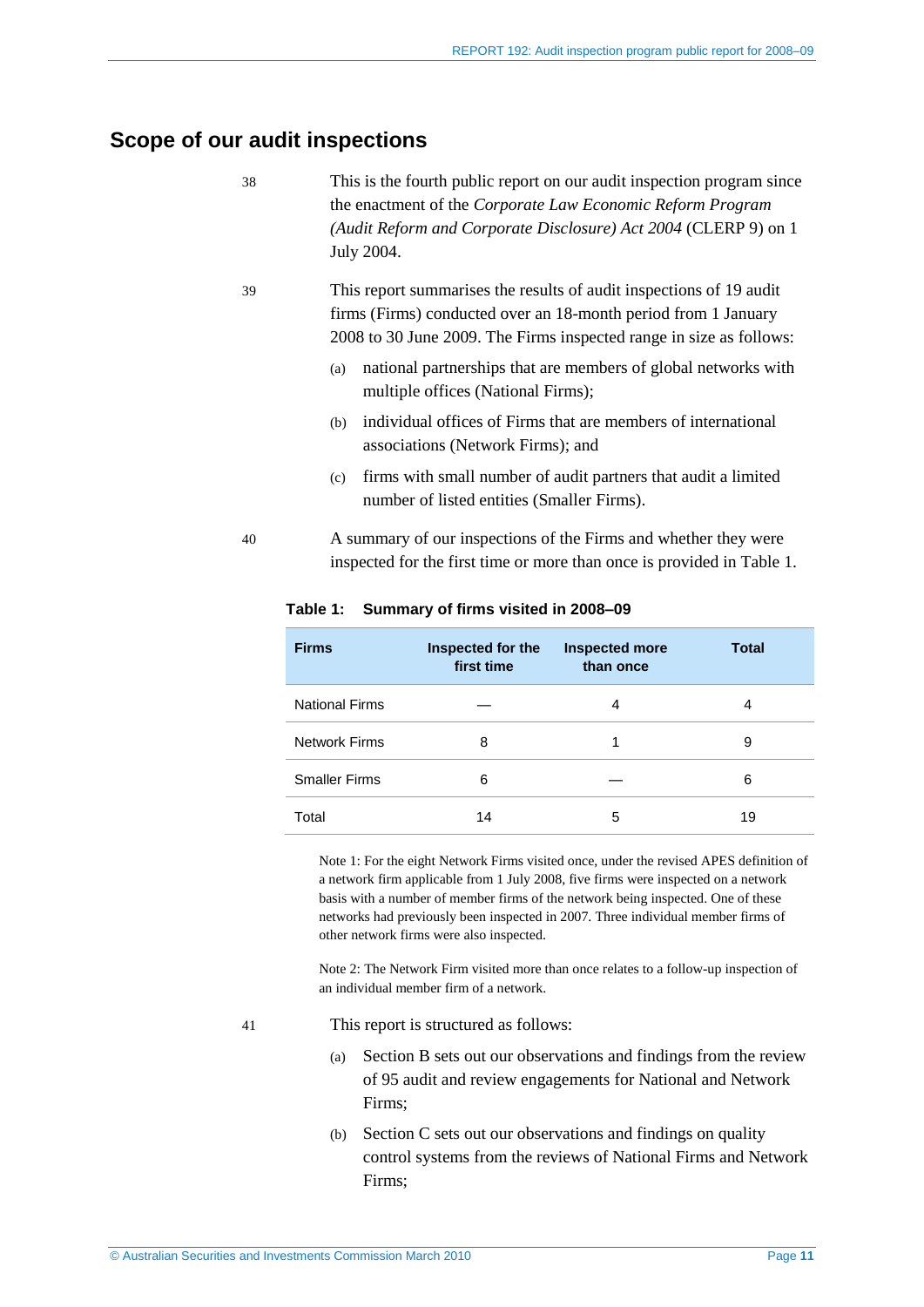## Scope of our audit inspections

38 This is the fourth public report on our audit inspection program since the enactment of the *Corporate Law Economic Reform Program (Audit Reform and Corporate Disclosure) Act 2004* (CLERP 9) on 1 July 2004.

39 This report summarises the results of audit inspections of 19 audit firms (Firms) conducted over an 18-month period from 1 January 2008 to 30 June 2009. The Firms inspected range in size as follows:

(a) national partnerships that are members of global networks with multiple offices (National Firms);

(b) individual offices of Firms that are members of international associations (Network Firms); and

(c) firms with small number of audit partners that audit a limited number of listed entities (Smaller Firms).

40 A summary of our inspections of the Firms and whether they were inspected for the first time or more than once is provided in Table 1.

**Table 1: Summary of firms visited in 2008–09**

| Firms | Inspected for the first time | Inspected more than once | Total |
|---|---|---|---|
| National Firms | — | 4 | 4 |
| Network Firms | 8 | 1 | 9 |
| Smaller Firms | 6 | — | 6 |
| Total | 14 | 5 | 19 |

Note 1: For the eight Network Firms visited once, under the revised APES definition of a network firm applicable from 1 July 2008, five firms were inspected on a network basis with a number of member firms of the network being inspected. One of these networks had previously been inspected in 2007. Three individual member firms of other network firms were also inspected.

Note 2: The Network Firm visited more than once relates to a follow-up inspection of an individual member firm of a network.

41 This report is structured as follows:

(a) Section B sets out our observations and findings from the review of 95 audit and review engagements for National and Network Firms;

(b) Section C sets out our observations and findings on quality control systems from the reviews of National Firms and Network Firms;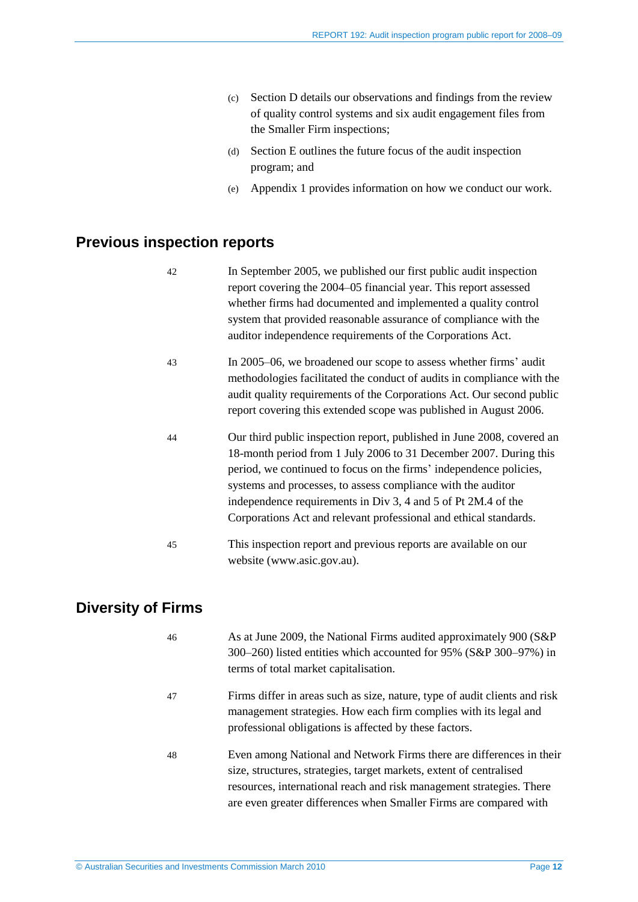(c) Section D details our observations and findings from the review of quality control systems and six audit engagement files from the Smaller Firm inspections;

(d) Section E outlines the future focus of the audit inspection program; and

(e) Appendix 1 provides information on how we conduct our work.

## Previous inspection reports

42 In September 2005, we published our first public audit inspection report covering the 2004–05 financial year. This report assessed whether firms had documented and implemented a quality control system that provided reasonable assurance of compliance with the auditor independence requirements of the Corporations Act.

43 In 2005–06, we broadened our scope to assess whether firms' audit methodologies facilitated the conduct of audits in compliance with the audit quality requirements of the Corporations Act. Our second public report covering this extended scope was published in August 2006.

44 Our third public inspection report, published in June 2008, covered an 18-month period from 1 July 2006 to 31 December 2007. During this period, we continued to focus on the firms' independence policies, systems and processes, to assess compliance with the auditor independence requirements in Div 3, 4 and 5 of Pt 2M.4 of the Corporations Act and relevant professional and ethical standards.

45 This inspection report and previous reports are available on our website (www.asic.gov.au).

## Diversity of Firms

46 As at June 2009, the National Firms audited approximately 900 (S&P 300–260) listed entities which accounted for 95% (S&P 300–97%) in terms of total market capitalisation.

47 Firms differ in areas such as size, nature, type of audit clients and risk management strategies. How each firm complies with its legal and professional obligations is affected by these factors.

48 Even among National and Network Firms there are differences in their size, structures, strategies, target markets, extent of centralised resources, international reach and risk management strategies. There are even greater differences when Smaller Firms are compared with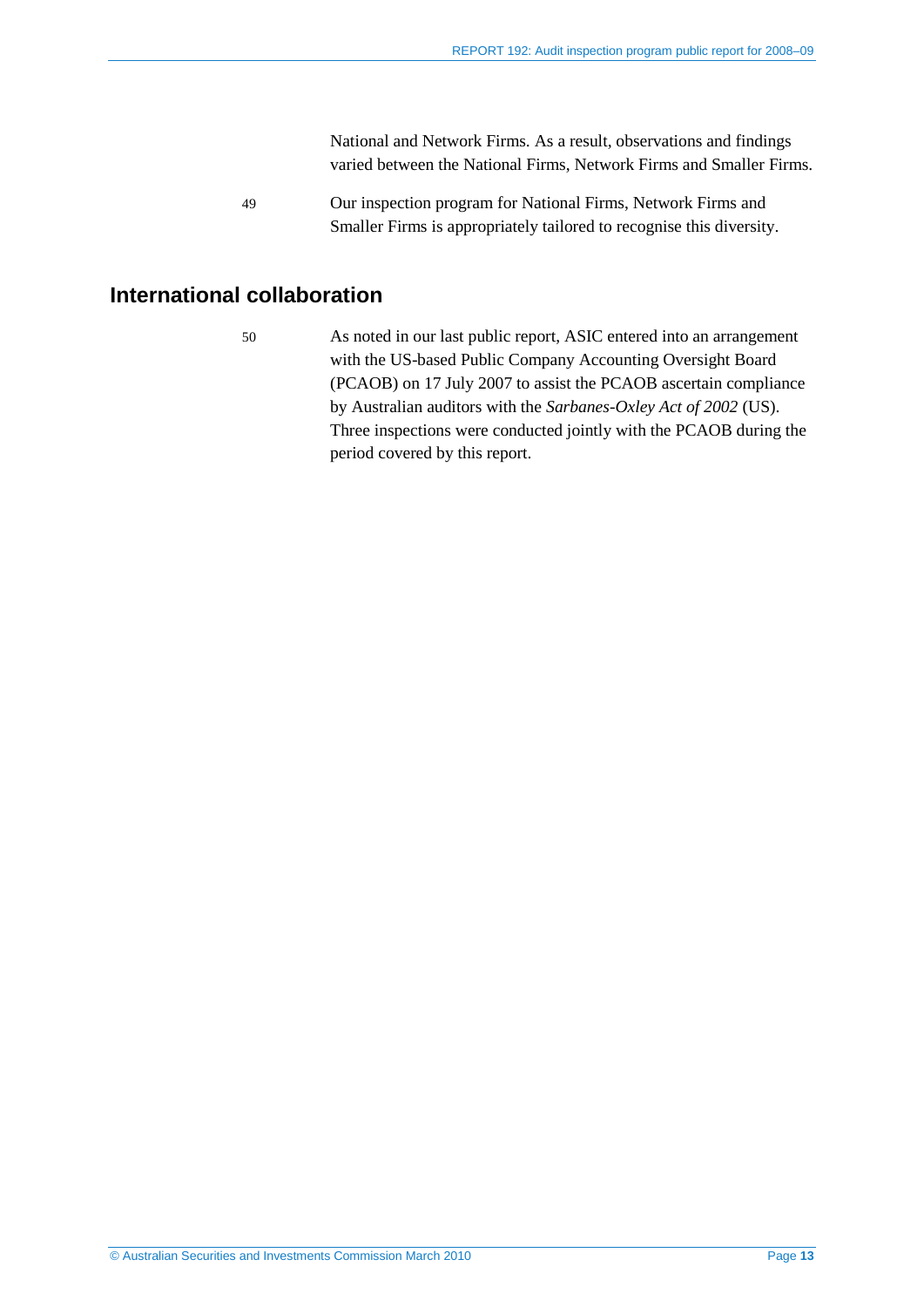National and Network Firms. As a result, observations and findings varied between the National Firms, Network Firms and Smaller Firms.

49 Our inspection program for National Firms, Network Firms and Smaller Firms is appropriately tailored to recognise this diversity.

## International collaboration

50 As noted in our last public report, ASIC entered into an arrangement with the US-based Public Company Accounting Oversight Board (PCAOB) on 17 July 2007 to assist the PCAOB ascertain compliance by Australian auditors with the *Sarbanes-Oxley Act of 2002* (US). Three inspections were conducted jointly with the PCAOB during the period covered by this report.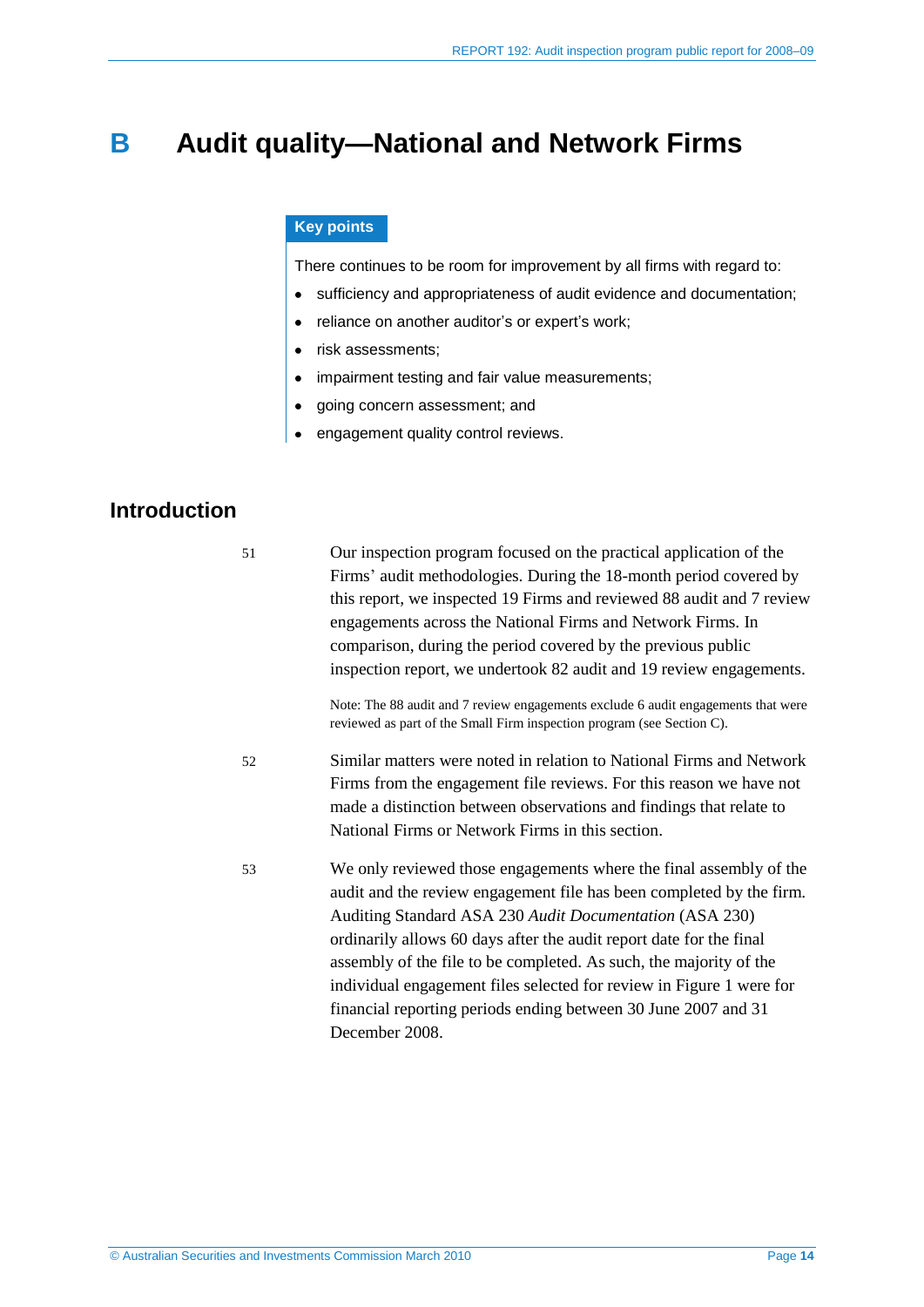# B Audit quality—National and Network Firms

**Key points**

There continues to be room for improvement by all firms with regard to:

- sufficiency and appropriateness of audit evidence and documentation;
- reliance on another auditor's or expert's work;
- risk assessments;
- impairment testing and fair value measurements;
- going concern assessment; and
- engagement quality control reviews.

## Introduction

51 Our inspection program focused on the practical application of the Firms' audit methodologies. During the 18-month period covered by this report, we inspected 19 Firms and reviewed 88 audit and 7 review engagements across the National Firms and Network Firms. In comparison, during the period covered by the previous public inspection report, we undertook 82 audit and 19 review engagements.

Note: The 88 audit and 7 review engagements exclude 6 audit engagements that were reviewed as part of the Small Firm inspection program (see Section C).

52 Similar matters were noted in relation to National Firms and Network Firms from the engagement file reviews. For this reason we have not made a distinction between observations and findings that relate to National Firms or Network Firms in this section.

53 We only reviewed those engagements where the final assembly of the audit and the review engagement file has been completed by the firm. Auditing Standard ASA 230 *Audit Documentation* (ASA 230) ordinarily allows 60 days after the audit report date for the final assembly of the file to be completed. As such, the majority of the individual engagement files selected for review in Figure 1 were for financial reporting periods ending between 30 June 2007 and 31 December 2008.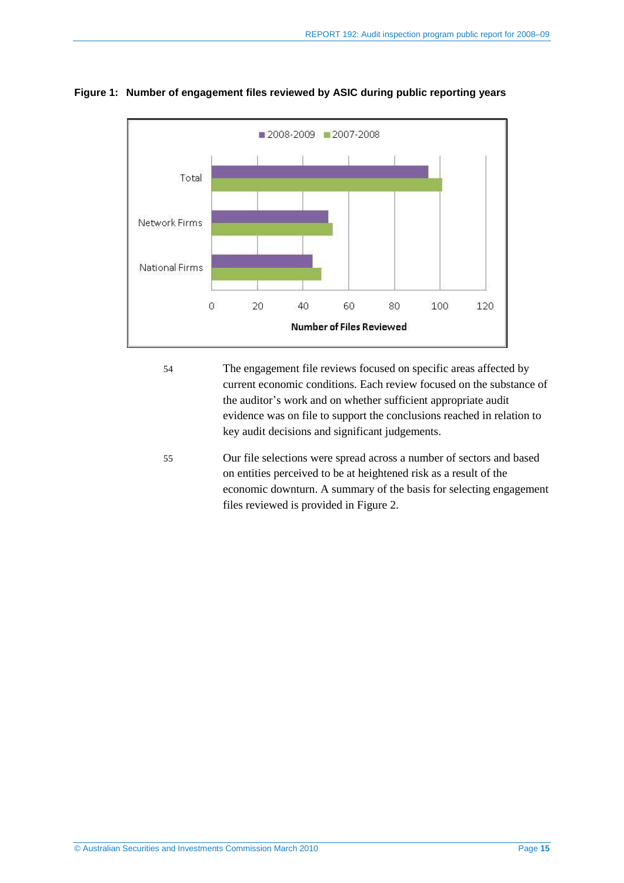**Figure 1: Number of engagement files reviewed by ASIC during public reporting years**

54 The engagement file reviews focused on specific areas affected by current economic conditions. Each review focused on the substance of the auditor's work and on whether sufficient appropriate audit evidence was on file to support the conclusions reached in relation to key audit decisions and significant judgements.

55 Our file selections were spread across a number of sectors and based on entities perceived to be at heightened risk as a result of the economic downturn. A summary of the basis for selecting engagement files reviewed is provided in Figure 2.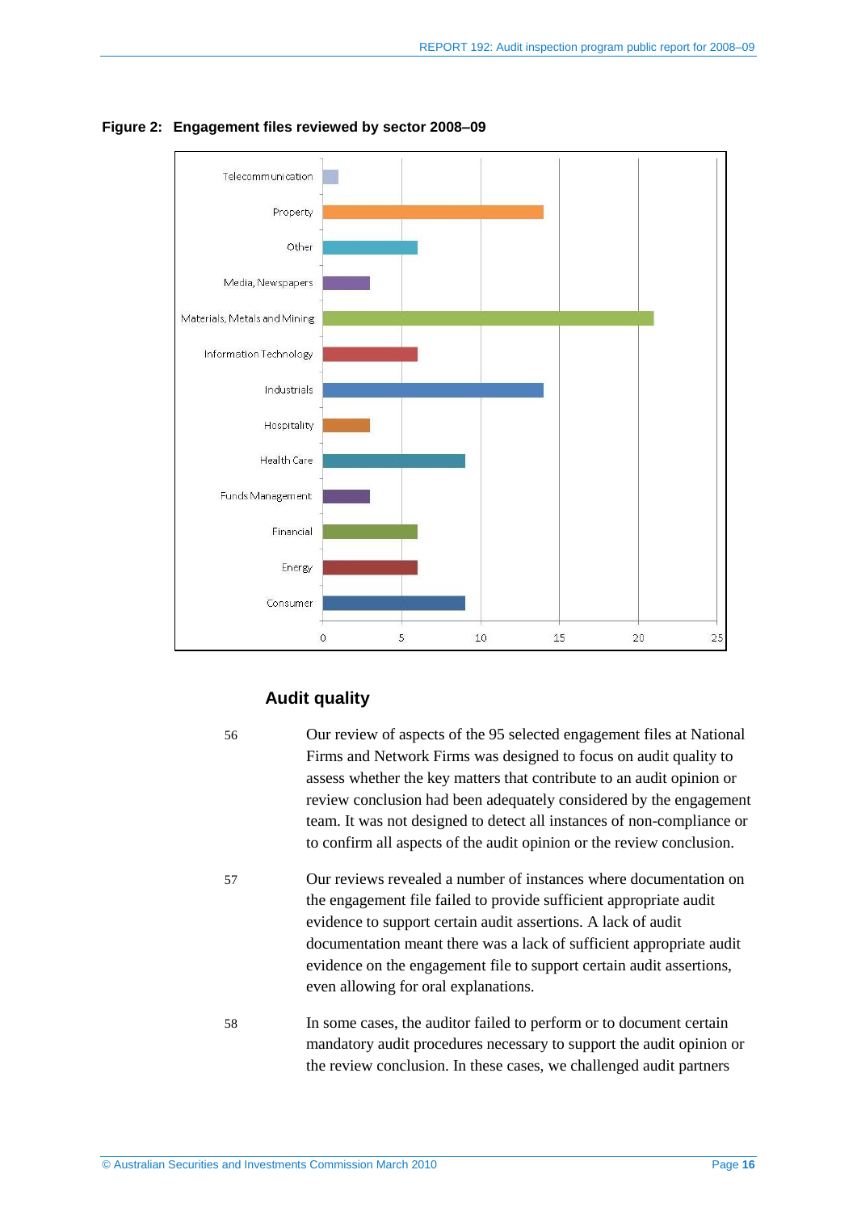**Figure 2: Engagement files reviewed by sector 2008–09**

| Sector | Number of files |
|---|---|
| Telecommunication | 1 |
| Property | 14 |
| Other | 6 |
| Media, Newspapers | 3 |
| Materials, Metals and Mining | 21 |
| Information Technology | 6 |
| Industrials | 14 |
| Hospitality | 3 |
| Health Care | 9 |
| Funds Management | 3 |
| Financial | 6 |
| Energy | 6 |
| Consumer | 9 |

### Audit quality

56 Our review of aspects of the 95 selected engagement files at National Firms and Network Firms was designed to focus on audit quality to assess whether the key matters that contribute to an audit opinion or review conclusion had been adequately considered by the engagement team. It was not designed to detect all instances of non-compliance or to confirm all aspects of the audit opinion or the review conclusion.

57 Our reviews revealed a number of instances where documentation on the engagement file failed to provide sufficient appropriate audit evidence to support certain audit assertions. A lack of audit documentation meant there was a lack of sufficient appropriate audit evidence on the engagement file to support certain audit assertions, even allowing for oral explanations.

58 In some cases, the auditor failed to perform or to document certain mandatory audit procedures necessary to support the audit opinion or the review conclusion. In these cases, we challenged audit partners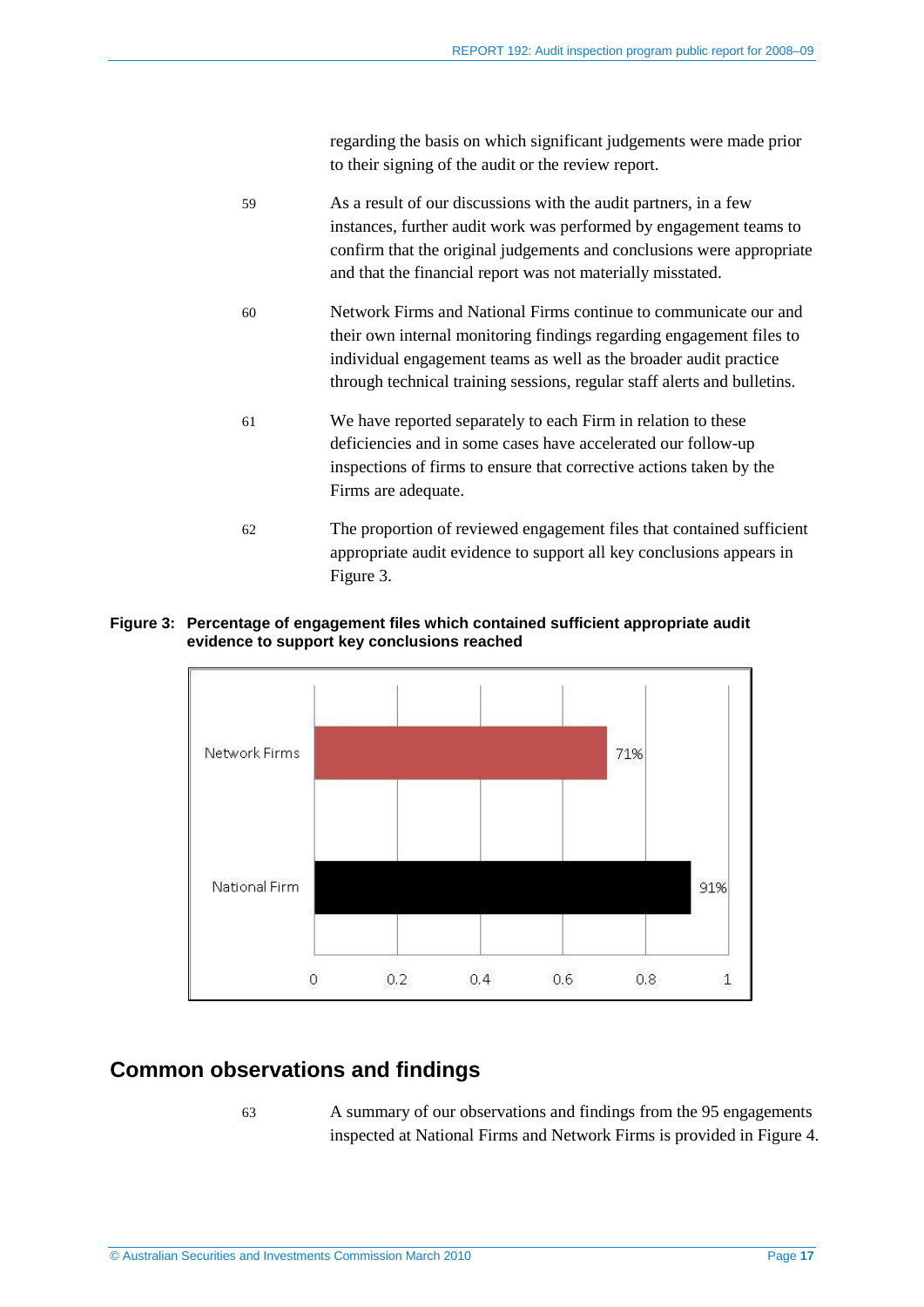regarding the basis on which significant judgements were made prior to their signing of the audit or the review report.

59 As a result of our discussions with the audit partners, in a few instances, further audit work was performed by engagement teams to confirm that the original judgements and conclusions were appropriate and that the financial report was not materially misstated.

60 Network Firms and National Firms continue to communicate our and their own internal monitoring findings regarding engagement files to individual engagement teams as well as the broader audit practice through technical training sessions, regular staff alerts and bulletins.

61 We have reported separately to each Firm in relation to these deficiencies and in some cases have accelerated our follow-up inspections of firms to ensure that corrective actions taken by the Firms are adequate.

62 The proportion of reviewed engagement files that contained sufficient appropriate audit evidence to support all key conclusions appears in Figure 3.

**Figure 3: Percentage of engagement files which contained sufficient appropriate audit evidence to support key conclusions reached**

| | Percentage |
|---|---|
| Network Firms | 71% |
| National Firm | 91% |

## Common observations and findings

63 A summary of our observations and findings from the 95 engagements inspected at National Firms and Network Firms is provided in Figure 4.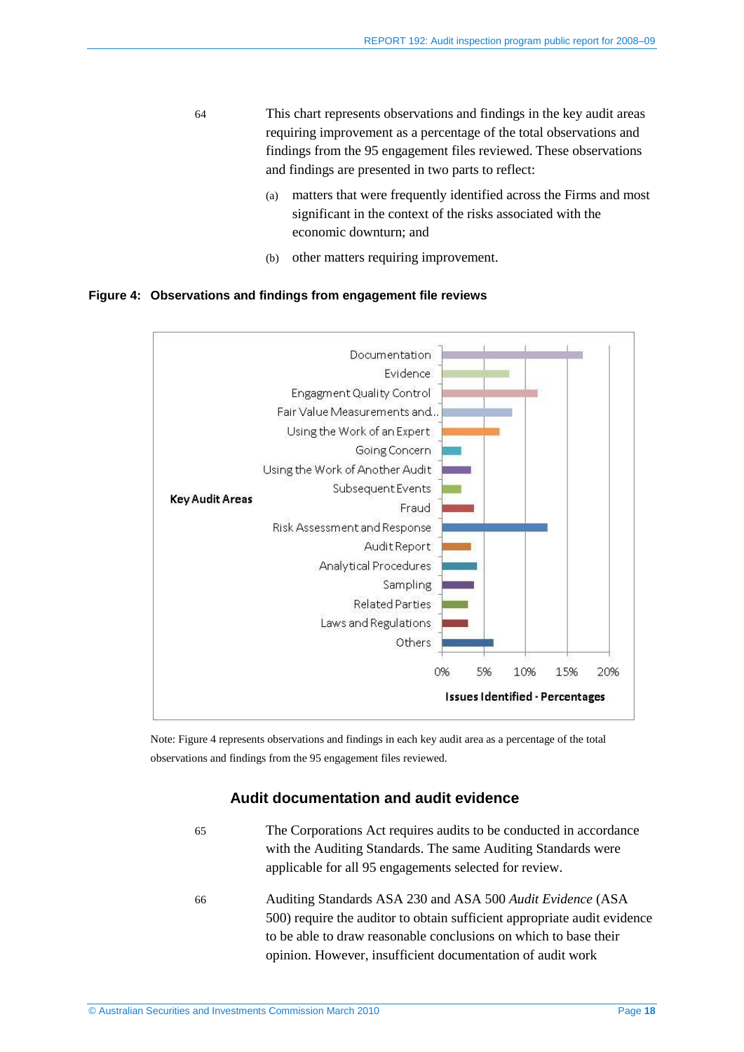64 This chart represents observations and findings in the key audit areas requiring improvement as a percentage of the total observations and findings from the 95 engagement files reviewed. These observations and findings are presented in two parts to reflect:

(a) matters that were frequently identified across the Firms and most significant in the context of the risks associated with the economic downturn; and

(b) other matters requiring improvement.

**Figure 4: Observations and findings from engagement file reviews**

Note: Figure 4 represents observations and findings in each key audit area as a percentage of the total observations and findings from the 95 engagement files reviewed.

## Audit documentation and audit evidence

65 The Corporations Act requires audits to be conducted in accordance with the Auditing Standards. The same Auditing Standards were applicable for all 95 engagements selected for review.

66 Auditing Standards ASA 230 and ASA 500 *Audit Evidence* (ASA 500) require the auditor to obtain sufficient appropriate audit evidence to be able to draw reasonable conclusions on which to base their opinion. However, insufficient documentation of audit work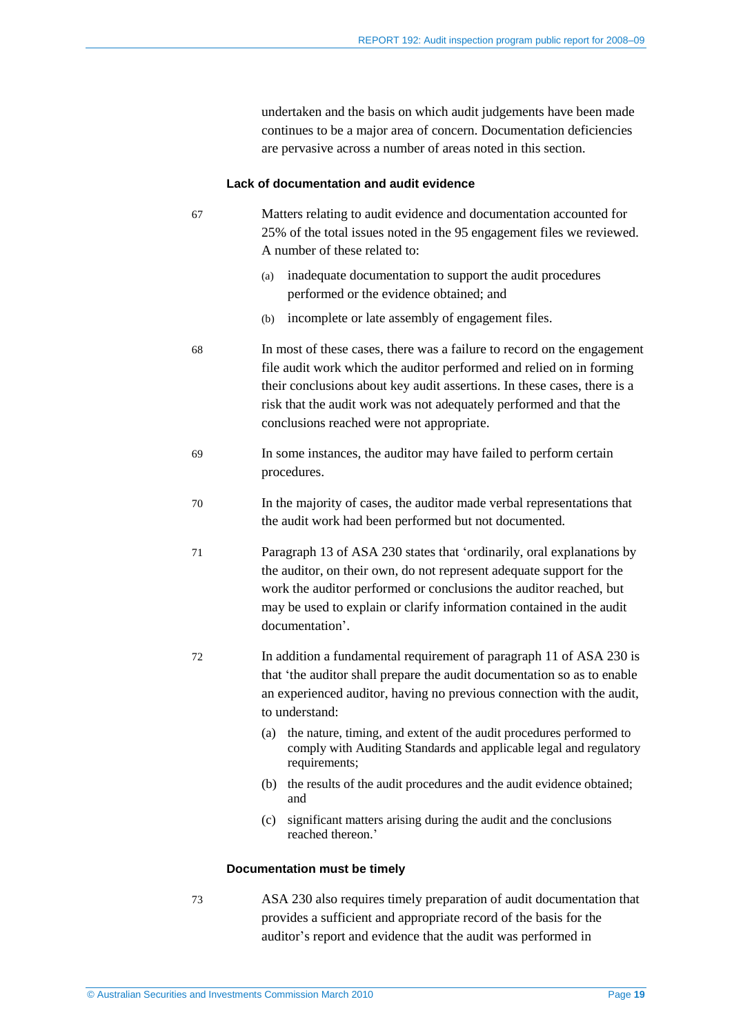undertaken and the basis on which audit judgements have been made continues to be a major area of concern. Documentation deficiencies are pervasive across a number of areas noted in this section.

### Lack of documentation and audit evidence

67 Matters relating to audit evidence and documentation accounted for 25% of the total issues noted in the 95 engagement files we reviewed. A number of these related to:

(a) inadequate documentation to support the audit procedures performed or the evidence obtained; and

(b) incomplete or late assembly of engagement files.

68 In most of these cases, there was a failure to record on the engagement file audit work which the auditor performed and relied on in forming their conclusions about key audit assertions. In these cases, there is a risk that the audit work was not adequately performed and that the conclusions reached were not appropriate.

69 In some instances, the auditor may have failed to perform certain procedures.

70 In the majority of cases, the auditor made verbal representations that the audit work had been performed but not documented.

71 Paragraph 13 of ASA 230 states that 'ordinarily, oral explanations by the auditor, on their own, do not represent adequate support for the work the auditor performed or conclusions the auditor reached, but may be used to explain or clarify information contained in the audit documentation'.

72 In addition a fundamental requirement of paragraph 11 of ASA 230 is that 'the auditor shall prepare the audit documentation so as to enable an experienced auditor, having no previous connection with the audit, to understand:

(a) the nature, timing, and extent of the audit procedures performed to comply with Auditing Standards and applicable legal and regulatory requirements;

(b) the results of the audit procedures and the audit evidence obtained; and

(c) significant matters arising during the audit and the conclusions reached thereon.'

### Documentation must be timely

73 ASA 230 also requires timely preparation of audit documentation that provides a sufficient and appropriate record of the basis for the auditor's report and evidence that the audit was performed in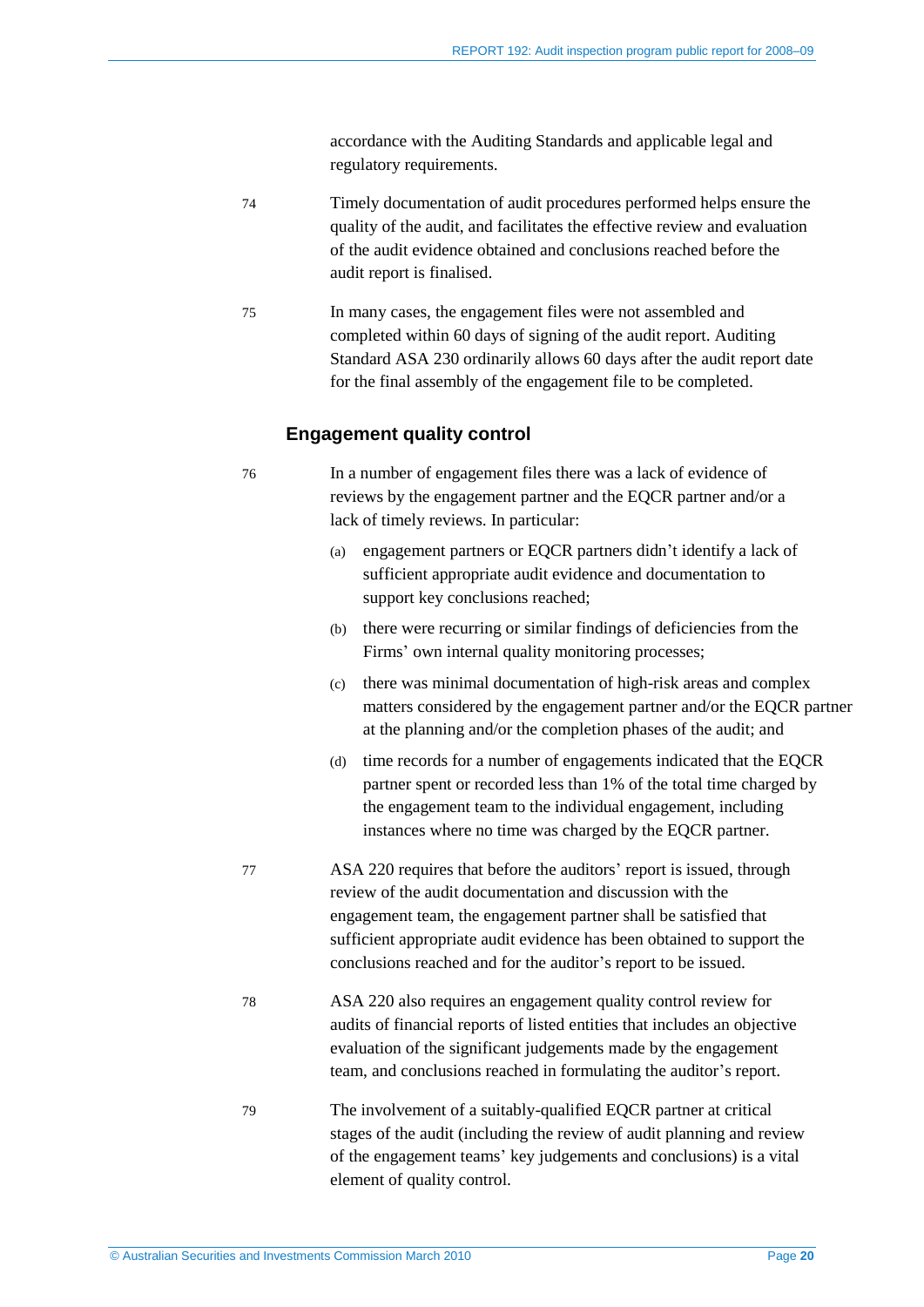accordance with the Auditing Standards and applicable legal and regulatory requirements.

74 Timely documentation of audit procedures performed helps ensure the quality of the audit, and facilitates the effective review and evaluation of the audit evidence obtained and conclusions reached before the audit report is finalised.

75 In many cases, the engagement files were not assembled and completed within 60 days of signing of the audit report. Auditing Standard ASA 230 ordinarily allows 60 days after the audit report date for the final assembly of the engagement file to be completed.

### Engagement quality control

76 In a number of engagement files there was a lack of evidence of reviews by the engagement partner and the EQCR partner and/or a lack of timely reviews. In particular:

(a) engagement partners or EQCR partners didn't identify a lack of sufficient appropriate audit evidence and documentation to support key conclusions reached;

(b) there were recurring or similar findings of deficiencies from the Firms' own internal quality monitoring processes;

(c) there was minimal documentation of high-risk areas and complex matters considered by the engagement partner and/or the EQCR partner at the planning and/or the completion phases of the audit; and

(d) time records for a number of engagements indicated that the EQCR partner spent or recorded less than 1% of the total time charged by the engagement team to the individual engagement, including instances where no time was charged by the EQCR partner.

77 ASA 220 requires that before the auditors' report is issued, through review of the audit documentation and discussion with the engagement team, the engagement partner shall be satisfied that sufficient appropriate audit evidence has been obtained to support the conclusions reached and for the auditor's report to be issued.

78 ASA 220 also requires an engagement quality control review for audits of financial reports of listed entities that includes an objective evaluation of the significant judgements made by the engagement team, and conclusions reached in formulating the auditor's report.

79 The involvement of a suitably-qualified EQCR partner at critical stages of the audit (including the review of audit planning and review of the engagement teams' key judgements and conclusions) is a vital element of quality control.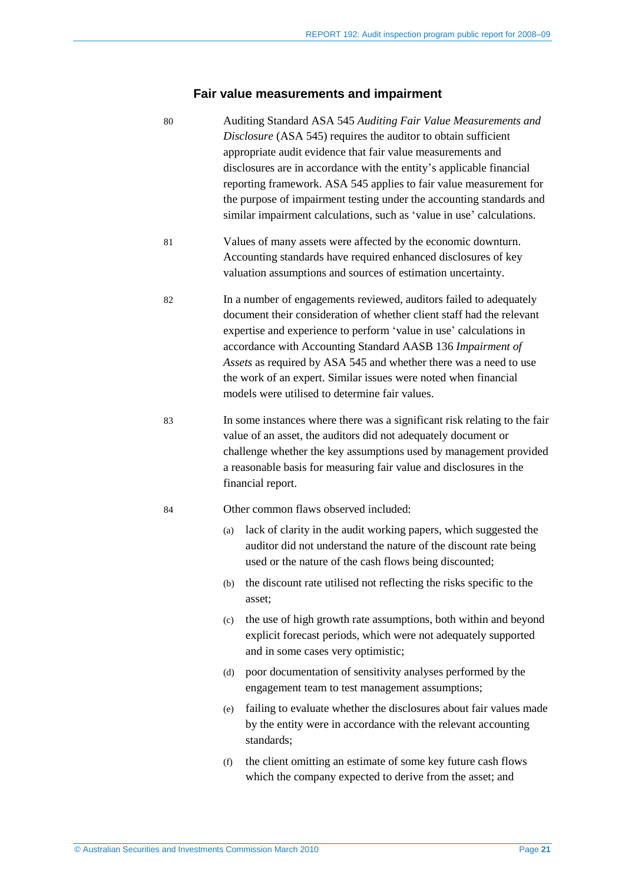## Fair value measurements and impairment

80 Auditing Standard ASA 545 *Auditing Fair Value Measurements and Disclosure* (ASA 545) requires the auditor to obtain sufficient appropriate audit evidence that fair value measurements and disclosures are in accordance with the entity's applicable financial reporting framework. ASA 545 applies to fair value measurement for the purpose of impairment testing under the accounting standards and similar impairment calculations, such as 'value in use' calculations.

81 Values of many assets were affected by the economic downturn. Accounting standards have required enhanced disclosures of key valuation assumptions and sources of estimation uncertainty.

82 In a number of engagements reviewed, auditors failed to adequately document their consideration of whether client staff had the relevant expertise and experience to perform 'value in use' calculations in accordance with Accounting Standard AASB 136 *Impairment of Assets* as required by ASA 545 and whether there was a need to use the work of an expert. Similar issues were noted when financial models were utilised to determine fair values.

83 In some instances where there was a significant risk relating to the fair value of an asset, the auditors did not adequately document or challenge whether the key assumptions used by management provided a reasonable basis for measuring fair value and disclosures in the financial report.

84 Other common flaws observed included:

(a) lack of clarity in the audit working papers, which suggested the auditor did not understand the nature of the discount rate being used or the nature of the cash flows being discounted;

(b) the discount rate utilised not reflecting the risks specific to the asset;

(c) the use of high growth rate assumptions, both within and beyond explicit forecast periods, which were not adequately supported and in some cases very optimistic;

(d) poor documentation of sensitivity analyses performed by the engagement team to test management assumptions;

(e) failing to evaluate whether the disclosures about fair values made by the entity were in accordance with the relevant accounting standards;

(f) the client omitting an estimate of some key future cash flows which the company expected to derive from the asset; and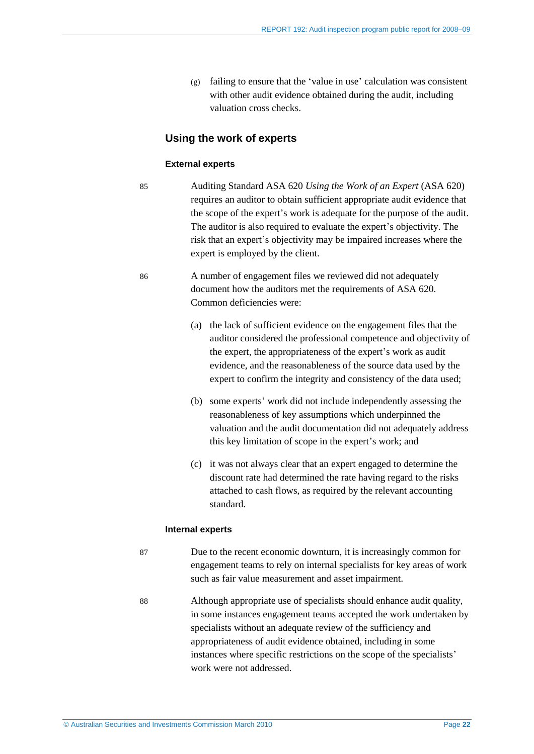(g) failing to ensure that the 'value in use' calculation was consistent with other audit evidence obtained during the audit, including valuation cross checks.

## Using the work of experts

### External experts

85 Auditing Standard ASA 620 *Using the Work of an Expert* (ASA 620) requires an auditor to obtain sufficient appropriate audit evidence that the scope of the expert's work is adequate for the purpose of the audit. The auditor is also required to evaluate the expert's objectivity. The risk that an expert's objectivity may be impaired increases where the expert is employed by the client.

86 A number of engagement files we reviewed did not adequately document how the auditors met the requirements of ASA 620. Common deficiencies were:

(a) the lack of sufficient evidence on the engagement files that the auditor considered the professional competence and objectivity of the expert, the appropriateness of the expert's work as audit evidence, and the reasonableness of the source data used by the expert to confirm the integrity and consistency of the data used;

(b) some experts' work did not include independently assessing the reasonableness of key assumptions which underpinned the valuation and the audit documentation did not adequately address this key limitation of scope in the expert's work; and

(c) it was not always clear that an expert engaged to determine the discount rate had determined the rate having regard to the risks attached to cash flows, as required by the relevant accounting standard.

### Internal experts

87 Due to the recent economic downturn, it is increasingly common for engagement teams to rely on internal specialists for key areas of work such as fair value measurement and asset impairment.

88 Although appropriate use of specialists should enhance audit quality, in some instances engagement teams accepted the work undertaken by specialists without an adequate review of the sufficiency and appropriateness of audit evidence obtained, including in some instances where specific restrictions on the scope of the specialists' work were not addressed.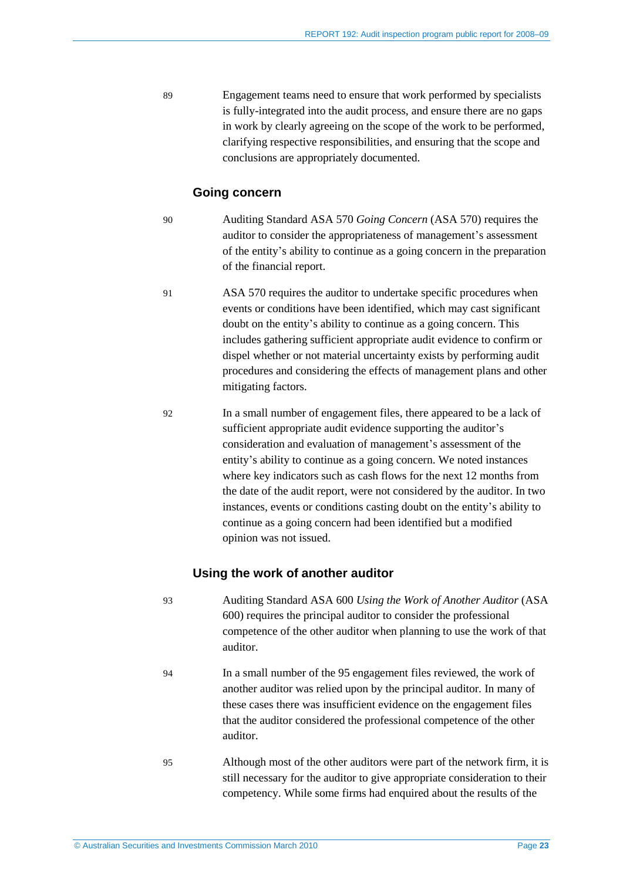89 Engagement teams need to ensure that work performed by specialists is fully-integrated into the audit process, and ensure there are no gaps in work by clearly agreeing on the scope of the work to be performed, clarifying respective responsibilities, and ensuring that the scope and conclusions are appropriately documented.

### Going concern

90 Auditing Standard ASA 570 *Going Concern* (ASA 570) requires the auditor to consider the appropriateness of management's assessment of the entity's ability to continue as a going concern in the preparation of the financial report.

91 ASA 570 requires the auditor to undertake specific procedures when events or conditions have been identified, which may cast significant doubt on the entity's ability to continue as a going concern. This includes gathering sufficient appropriate audit evidence to confirm or dispel whether or not material uncertainty exists by performing audit procedures and considering the effects of management plans and other mitigating factors.

92 In a small number of engagement files, there appeared to be a lack of sufficient appropriate audit evidence supporting the auditor's consideration and evaluation of management's assessment of the entity's ability to continue as a going concern. We noted instances where key indicators such as cash flows for the next 12 months from the date of the audit report, were not considered by the auditor. In two instances, events or conditions casting doubt on the entity's ability to continue as a going concern had been identified but a modified opinion was not issued.

### Using the work of another auditor

93 Auditing Standard ASA 600 *Using the Work of Another Auditor* (ASA 600) requires the principal auditor to consider the professional competence of the other auditor when planning to use the work of that auditor.

94 In a small number of the 95 engagement files reviewed, the work of another auditor was relied upon by the principal auditor. In many of these cases there was insufficient evidence on the engagement files that the auditor considered the professional competence of the other auditor.

95 Although most of the other auditors were part of the network firm, it is still necessary for the auditor to give appropriate consideration to their competency. While some firms had enquired about the results of the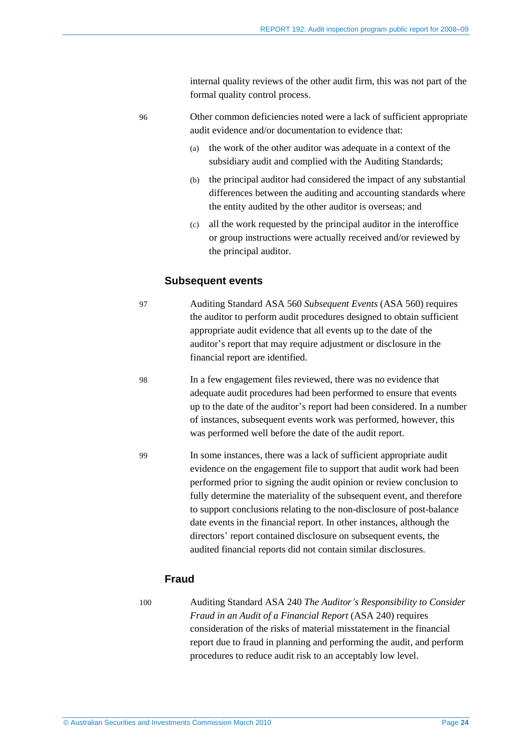internal quality reviews of the other audit firm, this was not part of the formal quality control process.

96 Other common deficiencies noted were a lack of sufficient appropriate audit evidence and/or documentation to evidence that:

(a) the work of the other auditor was adequate in a context of the subsidiary audit and complied with the Auditing Standards;

(b) the principal auditor had considered the impact of any substantial differences between the auditing and accounting standards where the entity audited by the other auditor is overseas; and

(c) all the work requested by the principal auditor in the interoffice or group instructions were actually received and/or reviewed by the principal auditor.

### Subsequent events

97 Auditing Standard ASA 560 *Subsequent Events* (ASA 560) requires the auditor to perform audit procedures designed to obtain sufficient appropriate audit evidence that all events up to the date of the auditor's report that may require adjustment or disclosure in the financial report are identified.

98 In a few engagement files reviewed, there was no evidence that adequate audit procedures had been performed to ensure that events up to the date of the auditor's report had been considered. In a number of instances, subsequent events work was performed, however, this was performed well before the date of the audit report.

99 In some instances, there was a lack of sufficient appropriate audit evidence on the engagement file to support that audit work had been performed prior to signing the audit opinion or review conclusion to fully determine the materiality of the subsequent event, and therefore to support conclusions relating to the non-disclosure of post-balance date events in the financial report. In other instances, although the directors' report contained disclosure on subsequent events, the audited financial reports did not contain similar disclosures.

### Fraud

100 Auditing Standard ASA 240 *The Auditor's Responsibility to Consider Fraud in an Audit of a Financial Report* (ASA 240) requires consideration of the risks of material misstatement in the financial report due to fraud in planning and performing the audit, and perform procedures to reduce audit risk to an acceptably low level.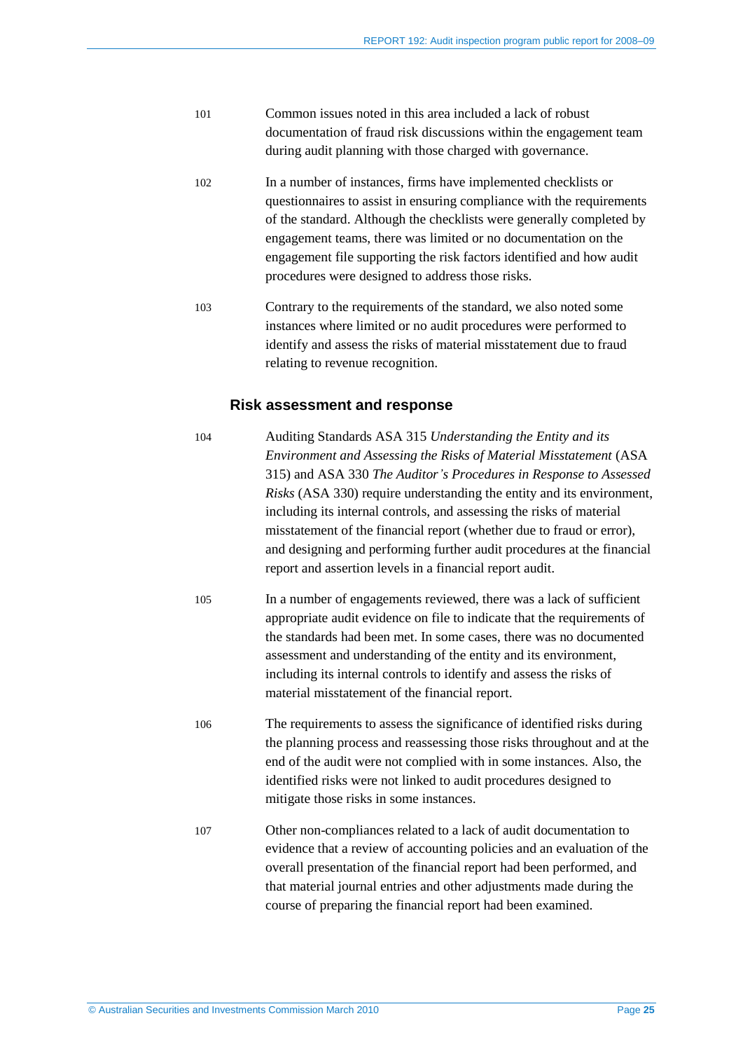101 Common issues noted in this area included a lack of robust documentation of fraud risk discussions within the engagement team during audit planning with those charged with governance.

102 In a number of instances, firms have implemented checklists or questionnaires to assist in ensuring compliance with the requirements of the standard. Although the checklists were generally completed by engagement teams, there was limited or no documentation on the engagement file supporting the risk factors identified and how audit procedures were designed to address those risks.

103 Contrary to the requirements of the standard, we also noted some instances where limited or no audit procedures were performed to identify and assess the risks of material misstatement due to fraud relating to revenue recognition.

### Risk assessment and response

104 Auditing Standards ASA 315 *Understanding the Entity and its Environment and Assessing the Risks of Material Misstatement* (ASA 315) and ASA 330 *The Auditor's Procedures in Response to Assessed Risks* (ASA 330) require understanding the entity and its environment, including its internal controls, and assessing the risks of material misstatement of the financial report (whether due to fraud or error), and designing and performing further audit procedures at the financial report and assertion levels in a financial report audit.

105 In a number of engagements reviewed, there was a lack of sufficient appropriate audit evidence on file to indicate that the requirements of the standards had been met. In some cases, there was no documented assessment and understanding of the entity and its environment, including its internal controls to identify and assess the risks of material misstatement of the financial report.

106 The requirements to assess the significance of identified risks during the planning process and reassessing those risks throughout and at the end of the audit were not complied with in some instances. Also, the identified risks were not linked to audit procedures designed to mitigate those risks in some instances.

107 Other non-compliances related to a lack of audit documentation to evidence that a review of accounting policies and an evaluation of the overall presentation of the financial report had been performed, and that material journal entries and other adjustments made during the course of preparing the financial report had been examined.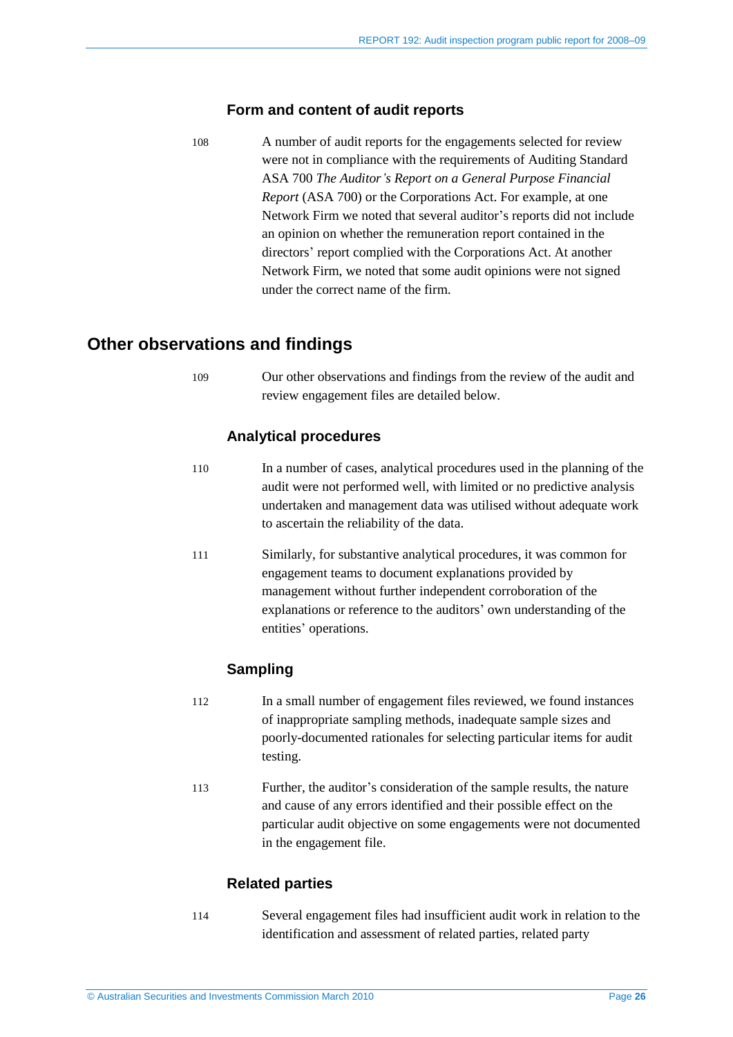### Form and content of audit reports

108 A number of audit reports for the engagements selected for review were not in compliance with the requirements of Auditing Standard ASA 700 *The Auditor's Report on a General Purpose Financial Report* (ASA 700) or the Corporations Act. For example, at one Network Firm we noted that several auditor's reports did not include an opinion on whether the remuneration report contained in the directors' report complied with the Corporations Act. At another Network Firm, we noted that some audit opinions were not signed under the correct name of the firm.

## Other observations and findings

109 Our other observations and findings from the review of the audit and review engagement files are detailed below.

### Analytical procedures

110 In a number of cases, analytical procedures used in the planning of the audit were not performed well, with limited or no predictive analysis undertaken and management data was utilised without adequate work to ascertain the reliability of the data.

111 Similarly, for substantive analytical procedures, it was common for engagement teams to document explanations provided by management without further independent corroboration of the explanations or reference to the auditors' own understanding of the entities' operations.

### Sampling

112 In a small number of engagement files reviewed, we found instances of inappropriate sampling methods, inadequate sample sizes and poorly-documented rationales for selecting particular items for audit testing.

113 Further, the auditor's consideration of the sample results, the nature and cause of any errors identified and their possible effect on the particular audit objective on some engagements were not documented in the engagement file.

### Related parties

114 Several engagement files had insufficient audit work in relation to the identification and assessment of related parties, related party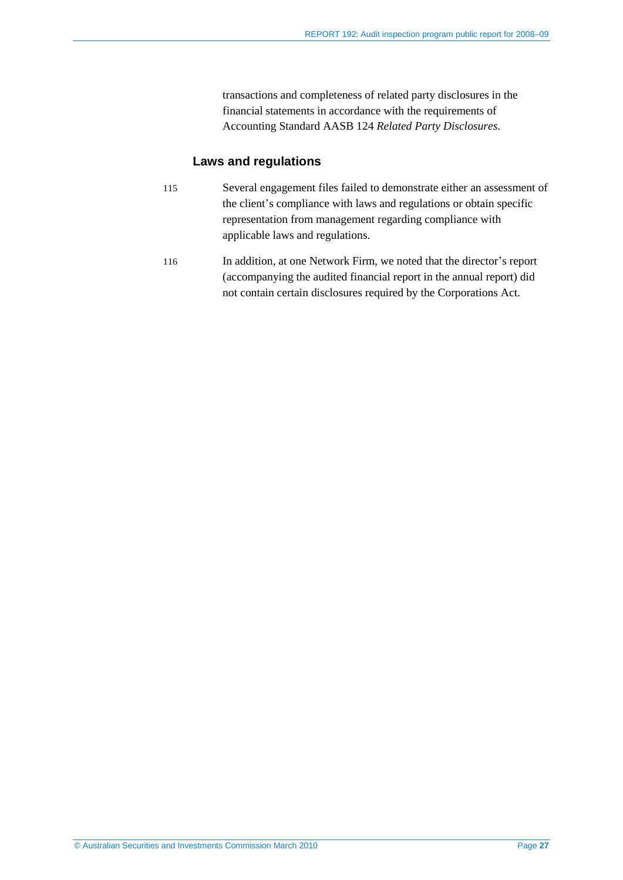transactions and completeness of related party disclosures in the financial statements in accordance with the requirements of Accounting Standard AASB 124 *Related Party Disclosures*.

### Laws and regulations

115 Several engagement files failed to demonstrate either an assessment of the client's compliance with laws and regulations or obtain specific representation from management regarding compliance with applicable laws and regulations.

116 In addition, at one Network Firm, we noted that the director's report (accompanying the audited financial report in the annual report) did not contain certain disclosures required by the Corporations Act.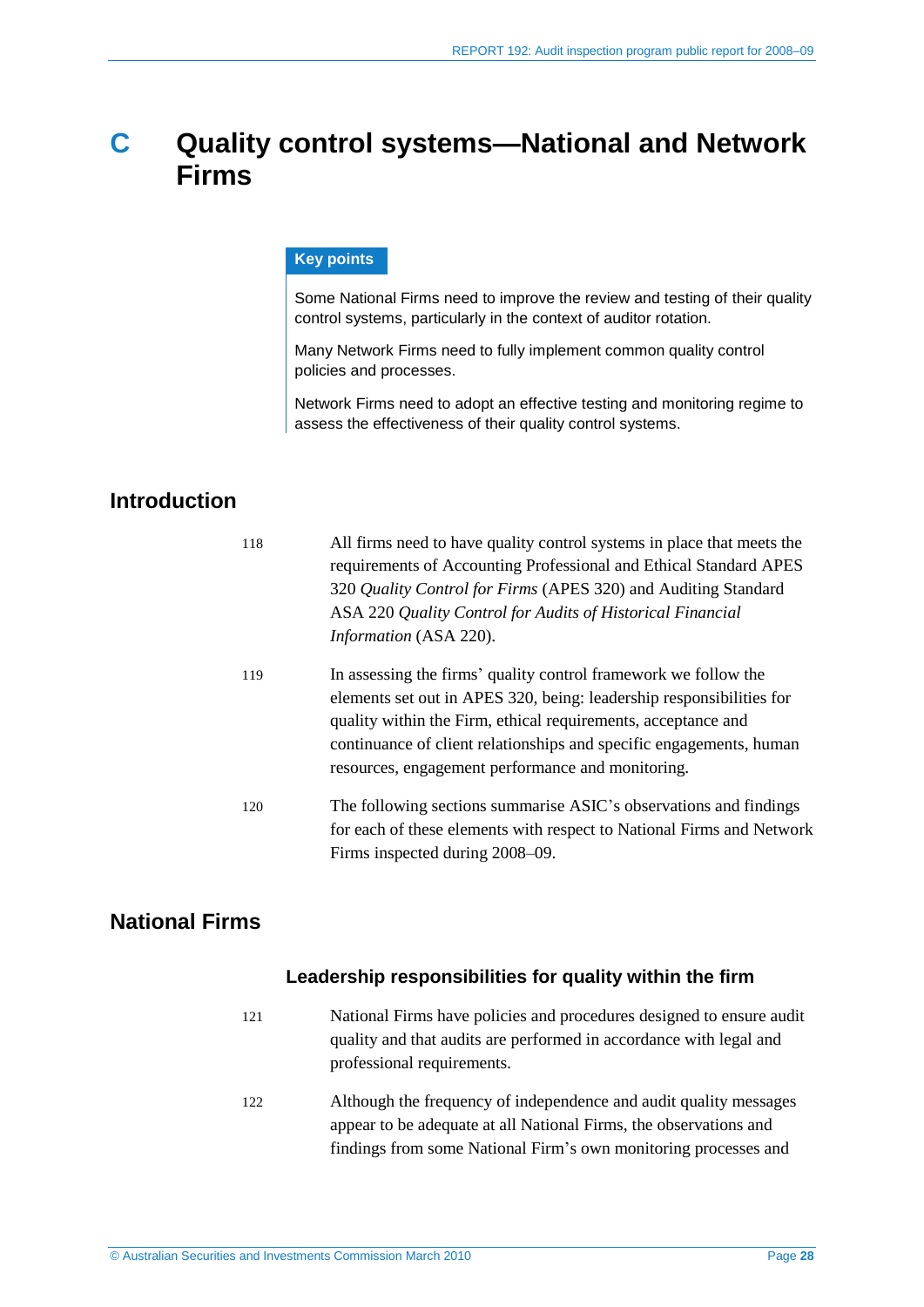# C Quality control systems—National and Network Firms

**Key points**

Some National Firms need to improve the review and testing of their quality control systems, particularly in the context of auditor rotation.

Many Network Firms need to fully implement common quality control policies and processes.

Network Firms need to adopt an effective testing and monitoring regime to assess the effectiveness of their quality control systems.

## Introduction

118 All firms need to have quality control systems in place that meets the requirements of Accounting Professional and Ethical Standard APES 320 *Quality Control for Firms* (APES 320) and Auditing Standard ASA 220 *Quality Control for Audits of Historical Financial Information* (ASA 220).

119 In assessing the firms' quality control framework we follow the elements set out in APES 320, being: leadership responsibilities for quality within the Firm, ethical requirements, acceptance and continuance of client relationships and specific engagements, human resources, engagement performance and monitoring.

120 The following sections summarise ASIC's observations and findings for each of these elements with respect to National Firms and Network Firms inspected during 2008–09.

## National Firms

### Leadership responsibilities for quality within the firm

121 National Firms have policies and procedures designed to ensure audit quality and that audits are performed in accordance with legal and professional requirements.

122 Although the frequency of independence and audit quality messages appear to be adequate at all National Firms, the observations and findings from some National Firm's own monitoring processes and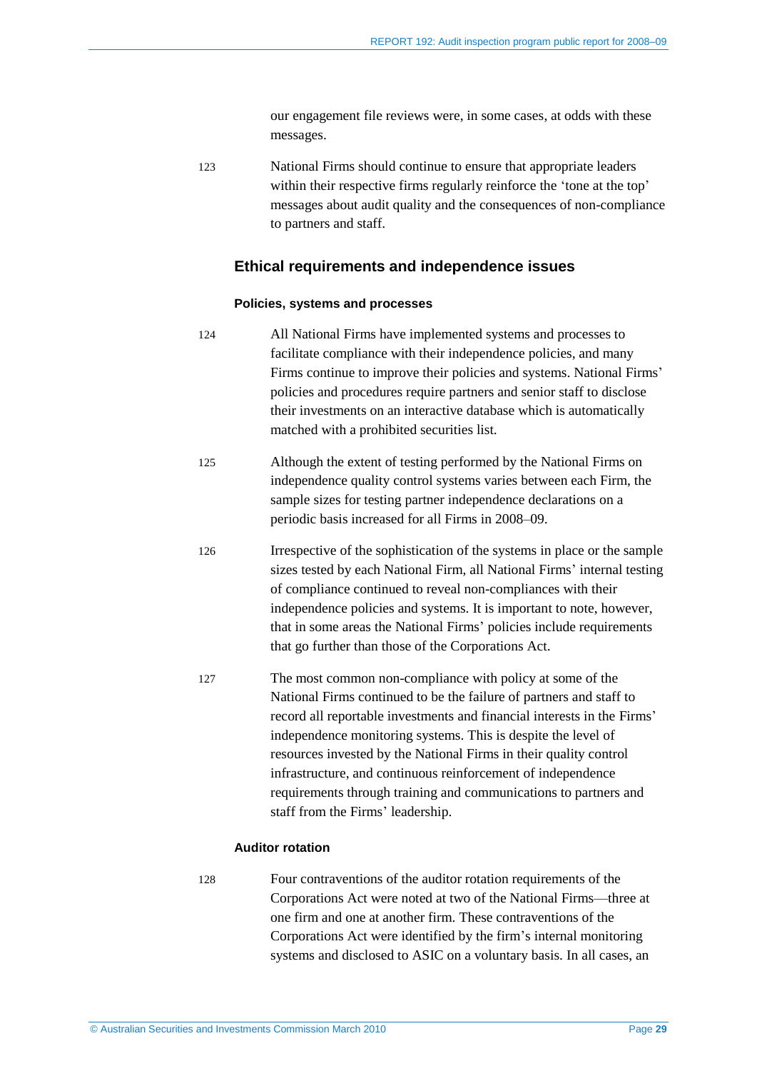our engagement file reviews were, in some cases, at odds with these messages.

123 National Firms should continue to ensure that appropriate leaders within their respective firms regularly reinforce the 'tone at the top' messages about audit quality and the consequences of non-compliance to partners and staff.

## Ethical requirements and independence issues

### Policies, systems and processes

124 All National Firms have implemented systems and processes to facilitate compliance with their independence policies, and many Firms continue to improve their policies and systems. National Firms' policies and procedures require partners and senior staff to disclose their investments on an interactive database which is automatically matched with a prohibited securities list.

125 Although the extent of testing performed by the National Firms on independence quality control systems varies between each Firm, the sample sizes for testing partner independence declarations on a periodic basis increased for all Firms in 2008–09.

126 Irrespective of the sophistication of the systems in place or the sample sizes tested by each National Firm, all National Firms' internal testing of compliance continued to reveal non-compliances with their independence policies and systems. It is important to note, however, that in some areas the National Firms' policies include requirements that go further than those of the Corporations Act.

127 The most common non-compliance with policy at some of the National Firms continued to be the failure of partners and staff to record all reportable investments and financial interests in the Firms' independence monitoring systems. This is despite the level of resources invested by the National Firms in their quality control infrastructure, and continuous reinforcement of independence requirements through training and communications to partners and staff from the Firms' leadership.

### Auditor rotation

128 Four contraventions of the auditor rotation requirements of the Corporations Act were noted at two of the National Firms—three at one firm and one at another firm. These contraventions of the Corporations Act were identified by the firm's internal monitoring systems and disclosed to ASIC on a voluntary basis. In all cases, an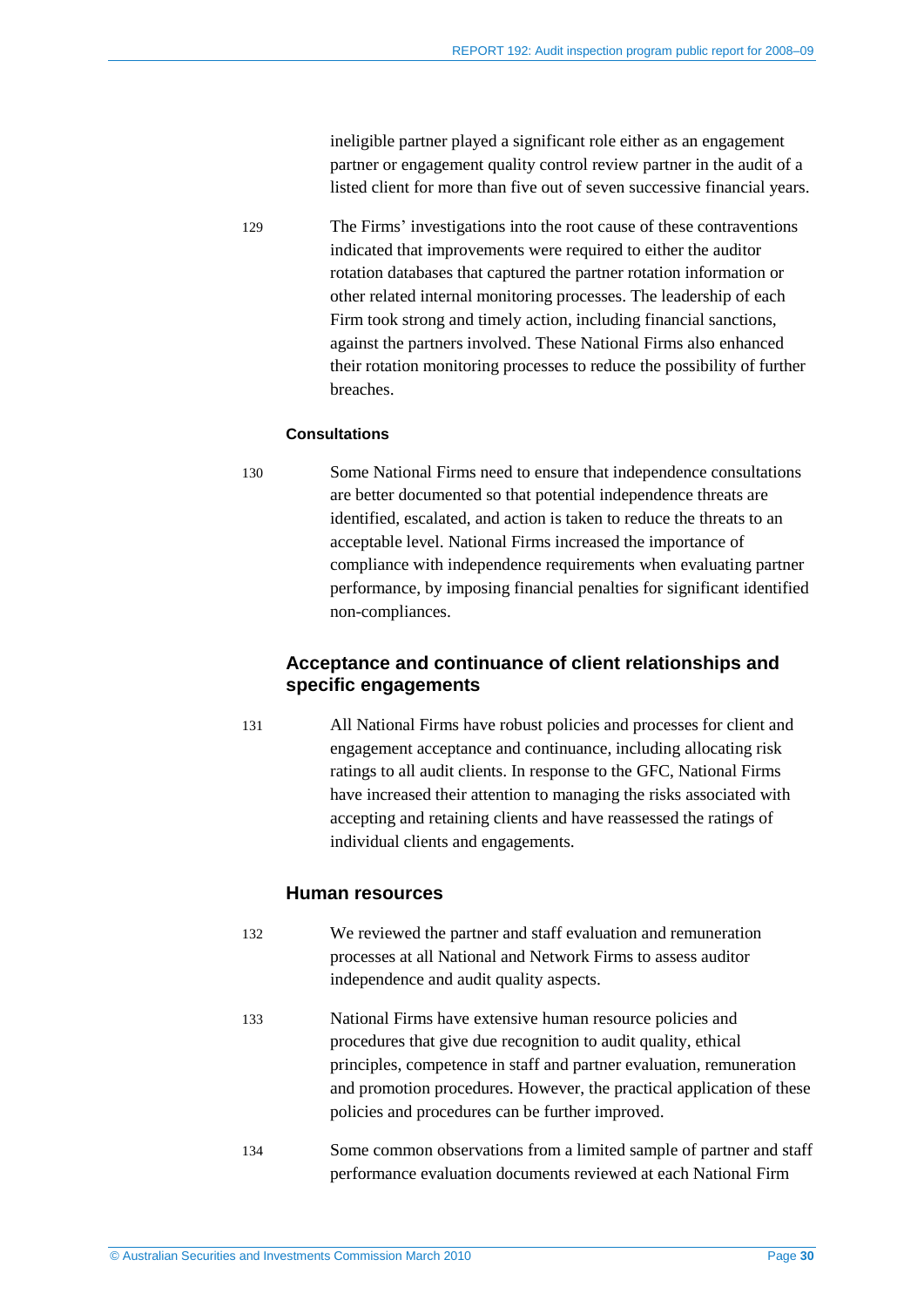ineligible partner played a significant role either as an engagement partner or engagement quality control review partner in the audit of a listed client for more than five out of seven successive financial years.

129 The Firms' investigations into the root cause of these contraventions indicated that improvements were required to either the auditor rotation databases that captured the partner rotation information or other related internal monitoring processes. The leadership of each Firm took strong and timely action, including financial sanctions, against the partners involved. These National Firms also enhanced their rotation monitoring processes to reduce the possibility of further breaches.

#### Consultations

130 Some National Firms need to ensure that independence consultations are better documented so that potential independence threats are identified, escalated, and action is taken to reduce the threats to an acceptable level. National Firms increased the importance of compliance with independence requirements when evaluating partner performance, by imposing financial penalties for significant identified non-compliances.

### Acceptance and continuance of client relationships and specific engagements

131 All National Firms have robust policies and processes for client and engagement acceptance and continuance, including allocating risk ratings to all audit clients. In response to the GFC, National Firms have increased their attention to managing the risks associated with accepting and retaining clients and have reassessed the ratings of individual clients and engagements.

### Human resources

132 We reviewed the partner and staff evaluation and remuneration processes at all National and Network Firms to assess auditor independence and audit quality aspects.

133 National Firms have extensive human resource policies and procedures that give due recognition to audit quality, ethical principles, competence in staff and partner evaluation, remuneration and promotion procedures. However, the practical application of these policies and procedures can be further improved.

134 Some common observations from a limited sample of partner and staff performance evaluation documents reviewed at each National Firm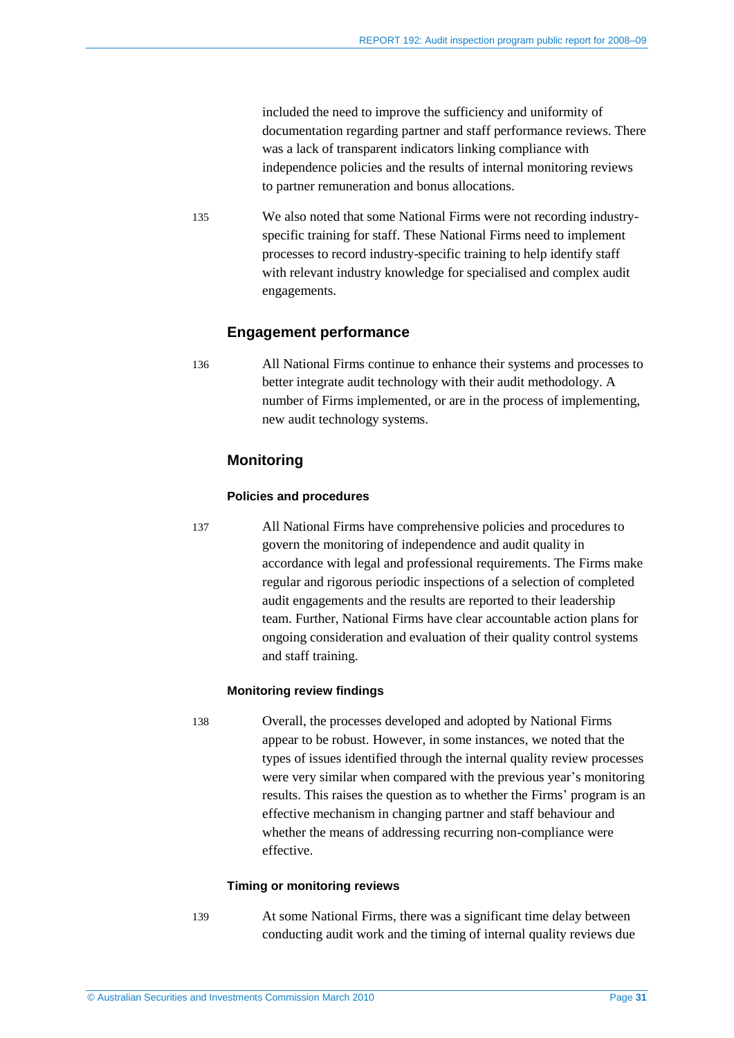included the need to improve the sufficiency and uniformity of documentation regarding partner and staff performance reviews. There was a lack of transparent indicators linking compliance with independence policies and the results of internal monitoring reviews to partner remuneration and bonus allocations.

135 We also noted that some National Firms were not recording industry-specific training for staff. These National Firms need to implement processes to record industry-specific training to help identify staff with relevant industry knowledge for specialised and complex audit engagements.

## Engagement performance

136 All National Firms continue to enhance their systems and processes to better integrate audit technology with their audit methodology. A number of Firms implemented, or are in the process of implementing, new audit technology systems.

## Monitoring

### Policies and procedures

137 All National Firms have comprehensive policies and procedures to govern the monitoring of independence and audit quality in accordance with legal and professional requirements. The Firms make regular and rigorous periodic inspections of a selection of completed audit engagements and the results are reported to their leadership team. Further, National Firms have clear accountable action plans for ongoing consideration and evaluation of their quality control systems and staff training.

### Monitoring review findings

138 Overall, the processes developed and adopted by National Firms appear to be robust. However, in some instances, we noted that the types of issues identified through the internal quality review processes were very similar when compared with the previous year's monitoring results. This raises the question as to whether the Firms' program is an effective mechanism in changing partner and staff behaviour and whether the means of addressing recurring non-compliance were effective.

### Timing or monitoring reviews

139 At some National Firms, there was a significant time delay between conducting audit work and the timing of internal quality reviews due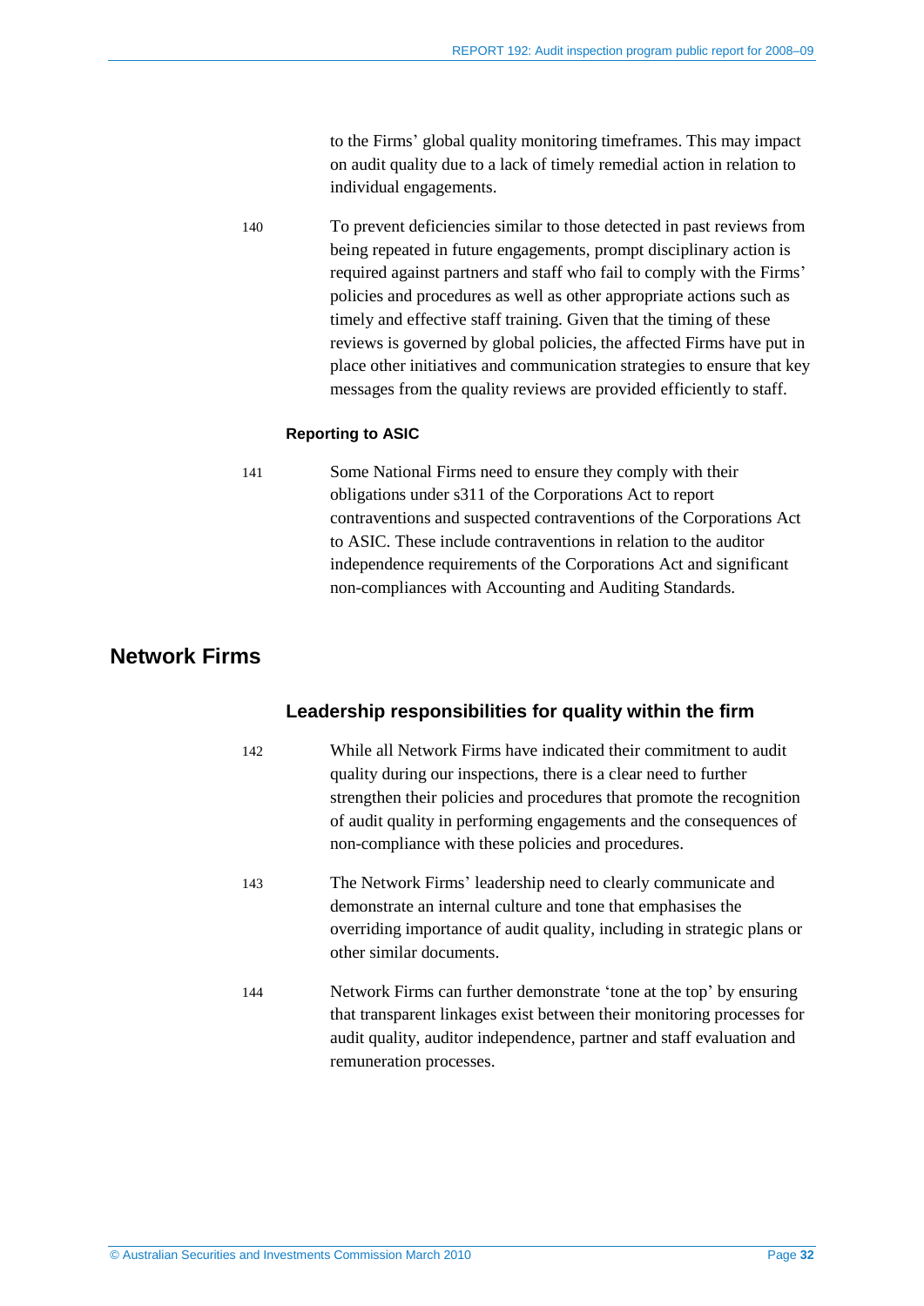to the Firms' global quality monitoring timeframes. This may impact on audit quality due to a lack of timely remedial action in relation to individual engagements.

140 To prevent deficiencies similar to those detected in past reviews from being repeated in future engagements, prompt disciplinary action is required against partners and staff who fail to comply with the Firms' policies and procedures as well as other appropriate actions such as timely and effective staff training. Given that the timing of these reviews is governed by global policies, the affected Firms have put in place other initiatives and communication strategies to ensure that key messages from the quality reviews are provided efficiently to staff.

#### Reporting to ASIC

141 Some National Firms need to ensure they comply with their obligations under s311 of the Corporations Act to report contraventions and suspected contraventions of the Corporations Act to ASIC. These include contraventions in relation to the auditor independence requirements of the Corporations Act and significant non-compliances with Accounting and Auditing Standards.

## Network Firms

### Leadership responsibilities for quality within the firm

142 While all Network Firms have indicated their commitment to audit quality during our inspections, there is a clear need to further strengthen their policies and procedures that promote the recognition of audit quality in performing engagements and the consequences of non-compliance with these policies and procedures.

143 The Network Firms' leadership need to clearly communicate and demonstrate an internal culture and tone that emphasises the overriding importance of audit quality, including in strategic plans or other similar documents.

144 Network Firms can further demonstrate 'tone at the top' by ensuring that transparent linkages exist between their monitoring processes for audit quality, auditor independence, partner and staff evaluation and remuneration processes.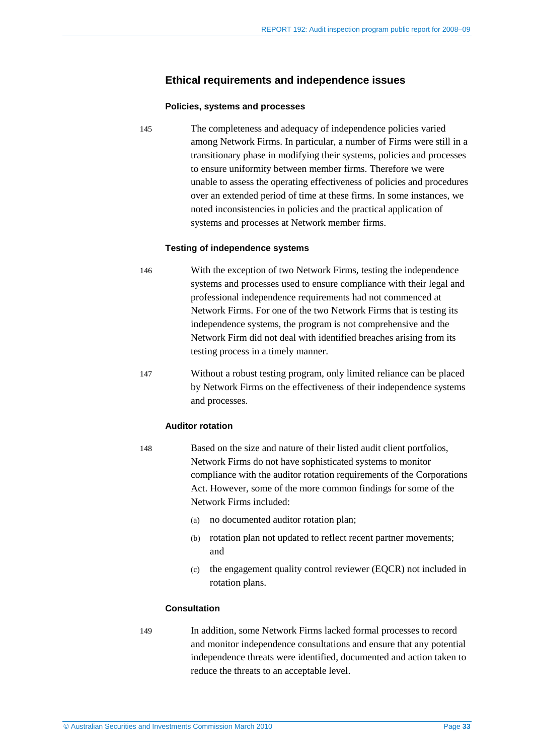## Ethical requirements and independence issues

### Policies, systems and processes

145 The completeness and adequacy of independence policies varied among Network Firms. In particular, a number of Firms were still in a transitional phase in modifying their systems, policies and processes to ensure uniformity between member firms. Therefore we were unable to assess the operating effectiveness of policies and procedures over an extended period of time at these firms. In some instances, we noted inconsistencies in policies and the practical application of systems and processes at Network member firms.

### Testing of independence systems

146 With the exception of two Network Firms, testing the independence systems and processes used to ensure compliance with their legal and professional independence requirements had not commenced at Network Firms. For one of the two Network Firms that is testing its independence systems, the program is not comprehensive and the Network Firm did not deal with identified breaches arising from its testing process in a timely manner.

147 Without a robust testing program, only limited reliance can be placed by Network Firms on the effectiveness of their independence systems and processes.

### Auditor rotation

148 Based on the size and nature of their listed audit client portfolios, Network Firms do not have sophisticated systems to monitor compliance with the auditor rotation requirements of the Corporations Act. However, some of the more common findings for some of the Network Firms included:

(a) no documented auditor rotation plan;

(b) rotation plan not updated to reflect recent partner movements; and

(c) the engagement quality control reviewer (EQCR) not included in rotation plans.

### Consultation

149 In addition, some Network Firms lacked formal processes to record and monitor independence consultations and ensure that any potential independence threats were identified, documented and action taken to reduce the threats to an acceptable level.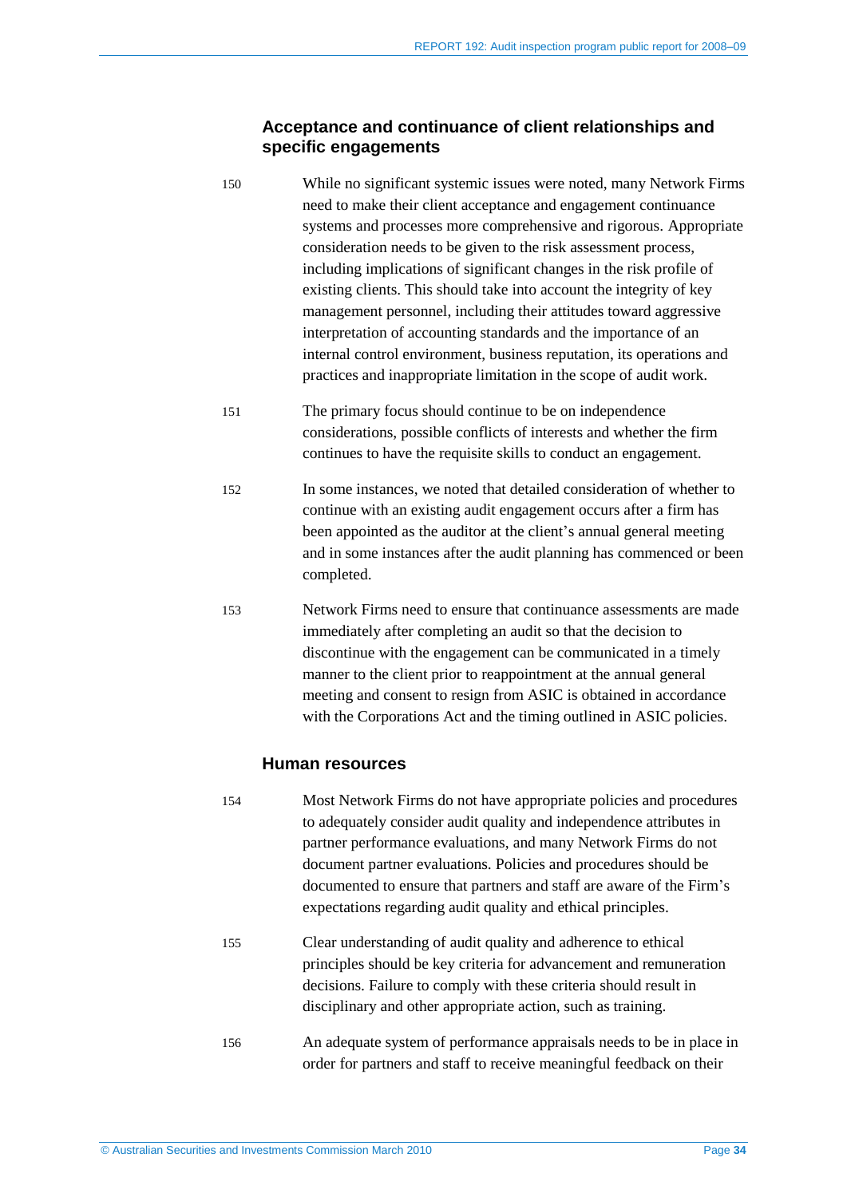### Acceptance and continuance of client relationships and specific engagements

150 While no significant systemic issues were noted, many Network Firms need to make their client acceptance and engagement continuance systems and processes more comprehensive and rigorous. Appropriate consideration needs to be given to the risk assessment process, including implications of significant changes in the risk profile of existing clients. This should take into account the integrity of key management personnel, including their attitudes toward aggressive interpretation of accounting standards and the importance of an internal control environment, business reputation, its operations and practices and inappropriate limitation in the scope of audit work.

151 The primary focus should continue to be on independence considerations, possible conflicts of interests and whether the firm continues to have the requisite skills to conduct an engagement.

152 In some instances, we noted that detailed consideration of whether to continue with an existing audit engagement occurs after a firm has been appointed as the auditor at the client's annual general meeting and in some instances after the audit planning has commenced or been completed.

153 Network Firms need to ensure that continuance assessments are made immediately after completing an audit so that the decision to discontinue with the engagement can be communicated in a timely manner to the client prior to reappointment at the annual general meeting and consent to resign from ASIC is obtained in accordance with the Corporations Act and the timing outlined in ASIC policies.

### Human resources

154 Most Network Firms do not have appropriate policies and procedures to adequately consider audit quality and independence attributes in partner performance evaluations, and many Network Firms do not document partner evaluations. Policies and procedures should be documented to ensure that partners and staff are aware of the Firm's expectations regarding audit quality and ethical principles.

155 Clear understanding of audit quality and adherence to ethical principles should be key criteria for advancement and remuneration decisions. Failure to comply with these criteria should result in disciplinary and other appropriate action, such as training.

156 An adequate system of performance appraisals needs to be in place in order for partners and staff to receive meaningful feedback on their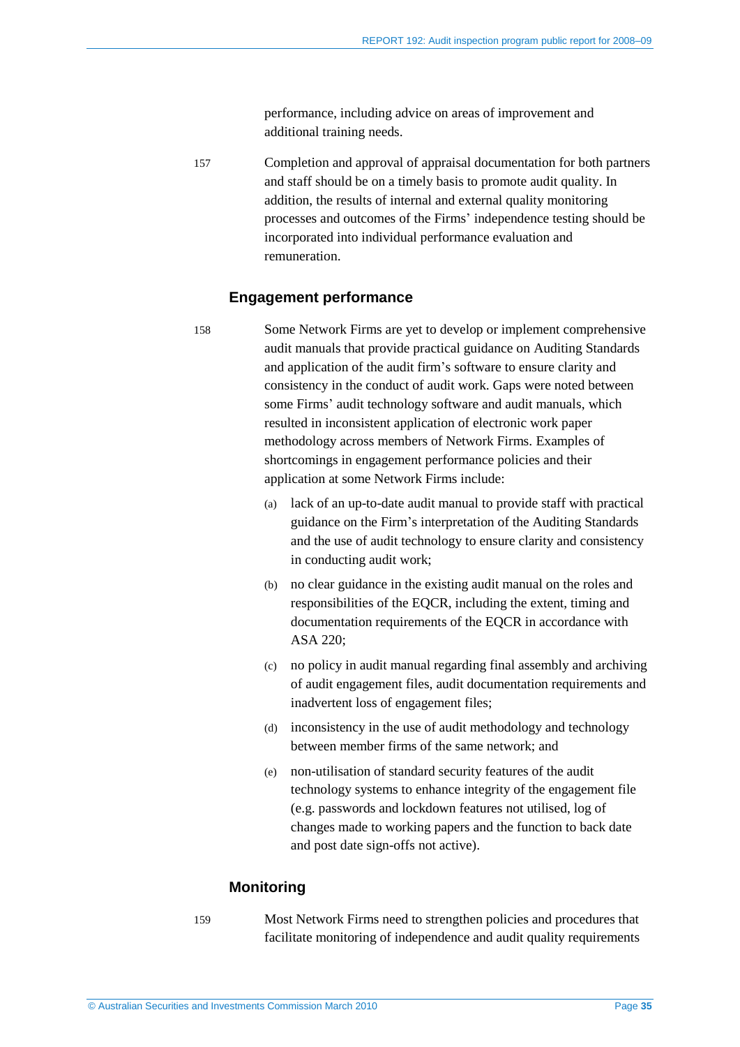performance, including advice on areas of improvement and additional training needs.

157 Completion and approval of appraisal documentation for both partners and staff should be on a timely basis to promote audit quality. In addition, the results of internal and external quality monitoring processes and outcomes of the Firms' independence testing should be incorporated into individual performance evaluation and remuneration.

### Engagement performance

158 Some Network Firms are yet to develop or implement comprehensive audit manuals that provide practical guidance on Auditing Standards and application of the audit firm's software to ensure clarity and consistency in the conduct of audit work. Gaps were noted between some Firms' audit technology software and audit manuals, which resulted in inconsistent application of electronic work paper methodology across members of Network Firms. Examples of shortcomings in engagement performance policies and their application at some Network Firms include:

(a) lack of an up-to-date audit manual to provide staff with practical guidance on the Firm's interpretation of the Auditing Standards and the use of audit technology to ensure clarity and consistency in conducting audit work;

(b) no clear guidance in the existing audit manual on the roles and responsibilities of the EQCR, including the extent, timing and documentation requirements of the EQCR in accordance with ASA 220;

(c) no policy in audit manual regarding final assembly and archiving of audit engagement files, audit documentation requirements and inadvertent loss of engagement files;

(d) inconsistency in the use of audit methodology and technology between member firms of the same network; and

(e) non-utilisation of standard security features of the audit technology systems to enhance integrity of the engagement file (e.g. passwords and lockdown features not utilised, log of changes made to working papers and the function to back date and post date sign-offs not active).

### Monitoring

159 Most Network Firms need to strengthen policies and procedures that facilitate monitoring of independence and audit quality requirements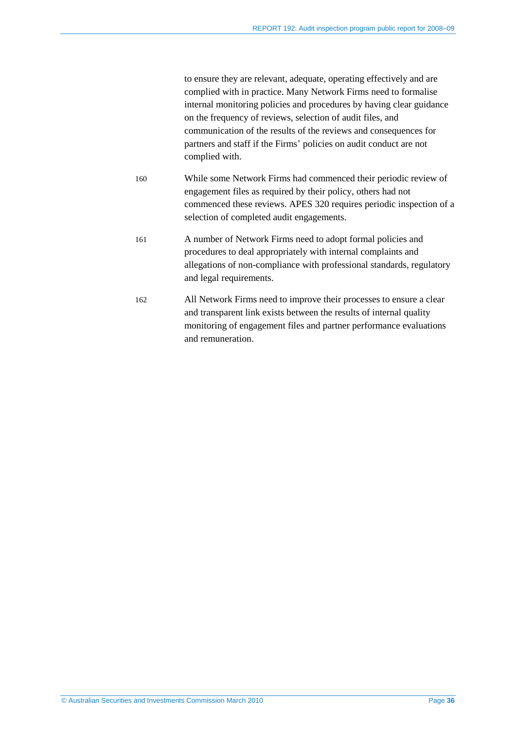to ensure they are relevant, adequate, operating effectively and are complied with in practice. Many Network Firms need to formalise internal monitoring policies and procedures by having clear guidance on the frequency of reviews, selection of audit files, and communication of the results of the reviews and consequences for partners and staff if the Firms' policies on audit conduct are not complied with.

160 While some Network Firms had commenced their periodic review of engagement files as required by their policy, others had not commenced these reviews. APES 320 requires periodic inspection of a selection of completed audit engagements.

161 A number of Network Firms need to adopt formal policies and procedures to deal appropriately with internal complaints and allegations of non-compliance with professional standards, regulatory and legal requirements.

162 All Network Firms need to improve their processes to ensure a clear and transparent link exists between the results of internal quality monitoring of engagement files and partner performance evaluations and remuneration.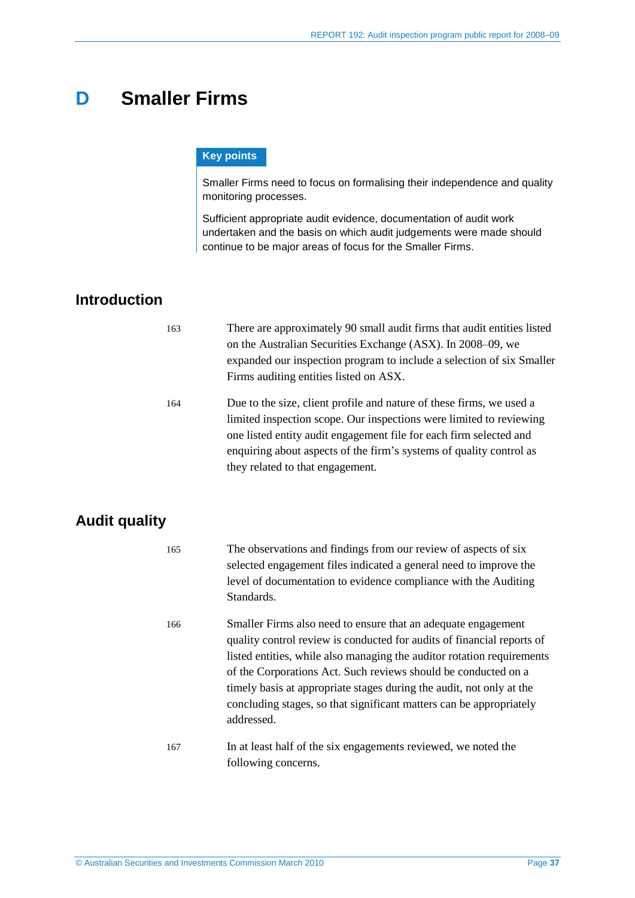# D Smaller Firms

**Key points**

Smaller Firms need to focus on formalising their independence and quality monitoring processes.

Sufficient appropriate audit evidence, documentation of audit work undertaken and the basis on which audit judgements were made should continue to be major areas of focus for the Smaller Firms.

## Introduction

163 There are approximately 90 small audit firms that audit entities listed on the Australian Securities Exchange (ASX). In 2008–09, we expanded our inspection program to include a selection of six Smaller Firms auditing entities listed on ASX.

164 Due to the size, client profile and nature of these firms, we used a limited inspection scope. Our inspections were limited to reviewing one listed entity audit engagement file for each firm selected and enquiring about aspects of the firm's systems of quality control as they related to that engagement.

## Audit quality

165 The observations and findings from our review of aspects of six selected engagement files indicated a general need to improve the level of documentation to evidence compliance with the Auditing Standards.

166 Smaller Firms also need to ensure that an adequate engagement quality control review is conducted for audits of financial reports of listed entities, while also managing the auditor rotation requirements of the Corporations Act. Such reviews should be conducted on a timely basis at appropriate stages during the audit, not only at the concluding stages, so that significant matters can be appropriately addressed.

167 In at least half of the six engagements reviewed, we noted the following concerns.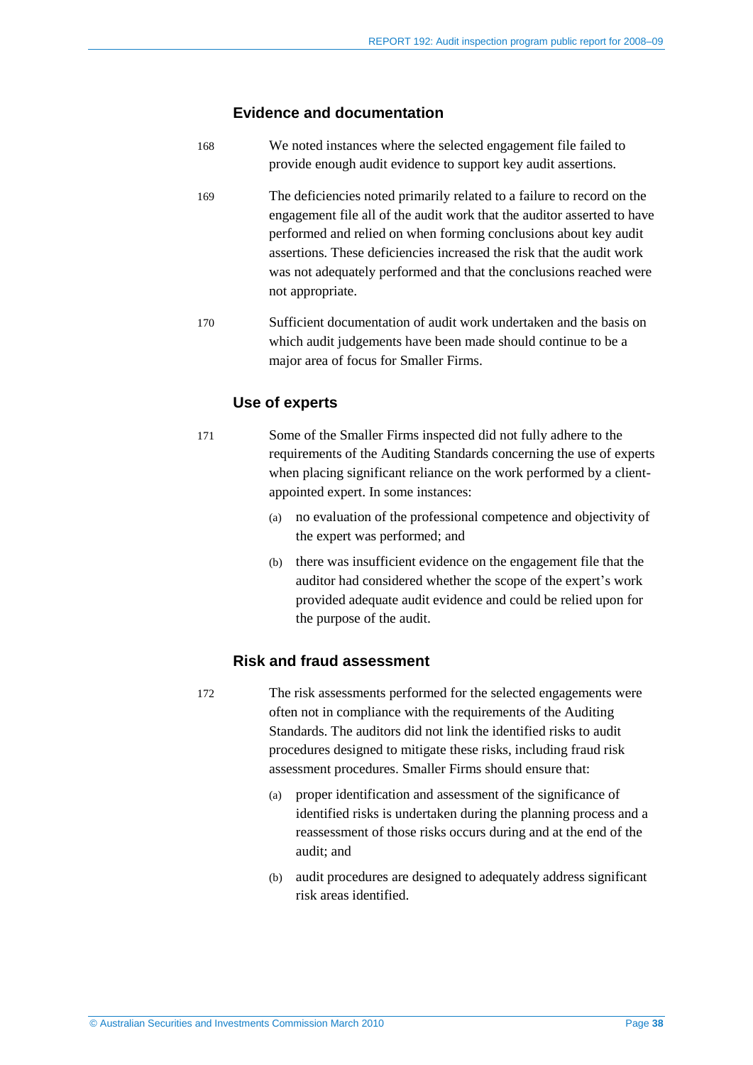### Evidence and documentation

168 We noted instances where the selected engagement file failed to provide enough audit evidence to support key audit assertions.

169 The deficiencies noted primarily related to a failure to record on the engagement file all of the audit work that the auditor asserted to have performed and relied on when forming conclusions about key audit assertions. These deficiencies increased the risk that the audit work was not adequately performed and that the conclusions reached were not appropriate.

170 Sufficient documentation of audit work undertaken and the basis on which audit judgements have been made should continue to be a major area of focus for Smaller Firms.

### Use of experts

171 Some of the Smaller Firms inspected did not fully adhere to the requirements of the Auditing Standards concerning the use of experts when placing significant reliance on the work performed by a client-appointed expert. In some instances:

(a) no evaluation of the professional competence and objectivity of the expert was performed; and

(b) there was insufficient evidence on the engagement file that the auditor had considered whether the scope of the expert's work provided adequate audit evidence and could be relied upon for the purpose of the audit.

### Risk and fraud assessment

172 The risk assessments performed for the selected engagements were often not in compliance with the requirements of the Auditing Standards. The auditors did not link the identified risks to audit procedures designed to mitigate these risks, including fraud risk assessment procedures. Smaller Firms should ensure that:

(a) proper identification and assessment of the significance of identified risks is undertaken during the planning process and a reassessment of those risks occurs during and at the end of the audit; and

(b) audit procedures are designed to adequately address significant risk areas identified.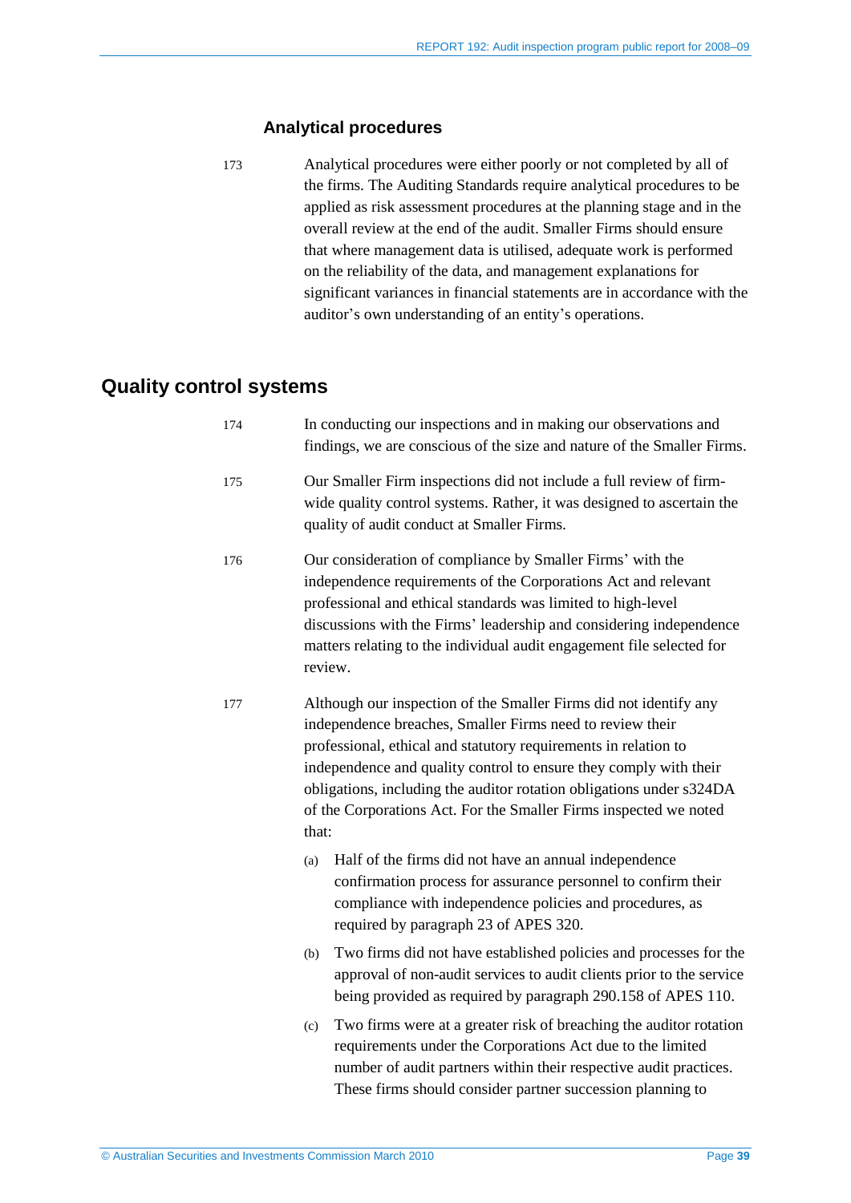### Analytical procedures

173 Analytical procedures were either poorly or not completed by all of the firms. The Auditing Standards require analytical procedures to be applied as risk assessment procedures at the planning stage and in the overall review at the end of the audit. Smaller Firms should ensure that where management data is utilised, adequate work is performed on the reliability of the data, and management explanations for significant variances in financial statements are in accordance with the auditor's own understanding of an entity's operations.

## Quality control systems

174 In conducting our inspections and in making our observations and findings, we are conscious of the size and nature of the Smaller Firms.

175 Our Smaller Firm inspections did not include a full review of firm-wide quality control systems. Rather, it was designed to ascertain the quality of audit conduct at Smaller Firms.

176 Our consideration of compliance by Smaller Firms' with the independence requirements of the Corporations Act and relevant professional and ethical standards was limited to high-level discussions with the Firms' leadership and considering independence matters relating to the individual audit engagement file selected for review.

177 Although our inspection of the Smaller Firms did not identify any independence breaches, Smaller Firms need to review their professional, ethical and statutory requirements in relation to independence and quality control to ensure they comply with their obligations, including the auditor rotation obligations under s324DA of the Corporations Act. For the Smaller Firms inspected we noted that:

(a) Half of the firms did not have an annual independence confirmation process for assurance personnel to confirm their compliance with independence policies and procedures, as required by paragraph 23 of APES 320.

(b) Two firms did not have established policies and processes for the approval of non-audit services to audit clients prior to the service being provided as required by paragraph 290.158 of APES 110.

(c) Two firms were at a greater risk of breaching the auditor rotation requirements under the Corporations Act due to the limited number of audit partners within their respective audit practices. These firms should consider partner succession planning to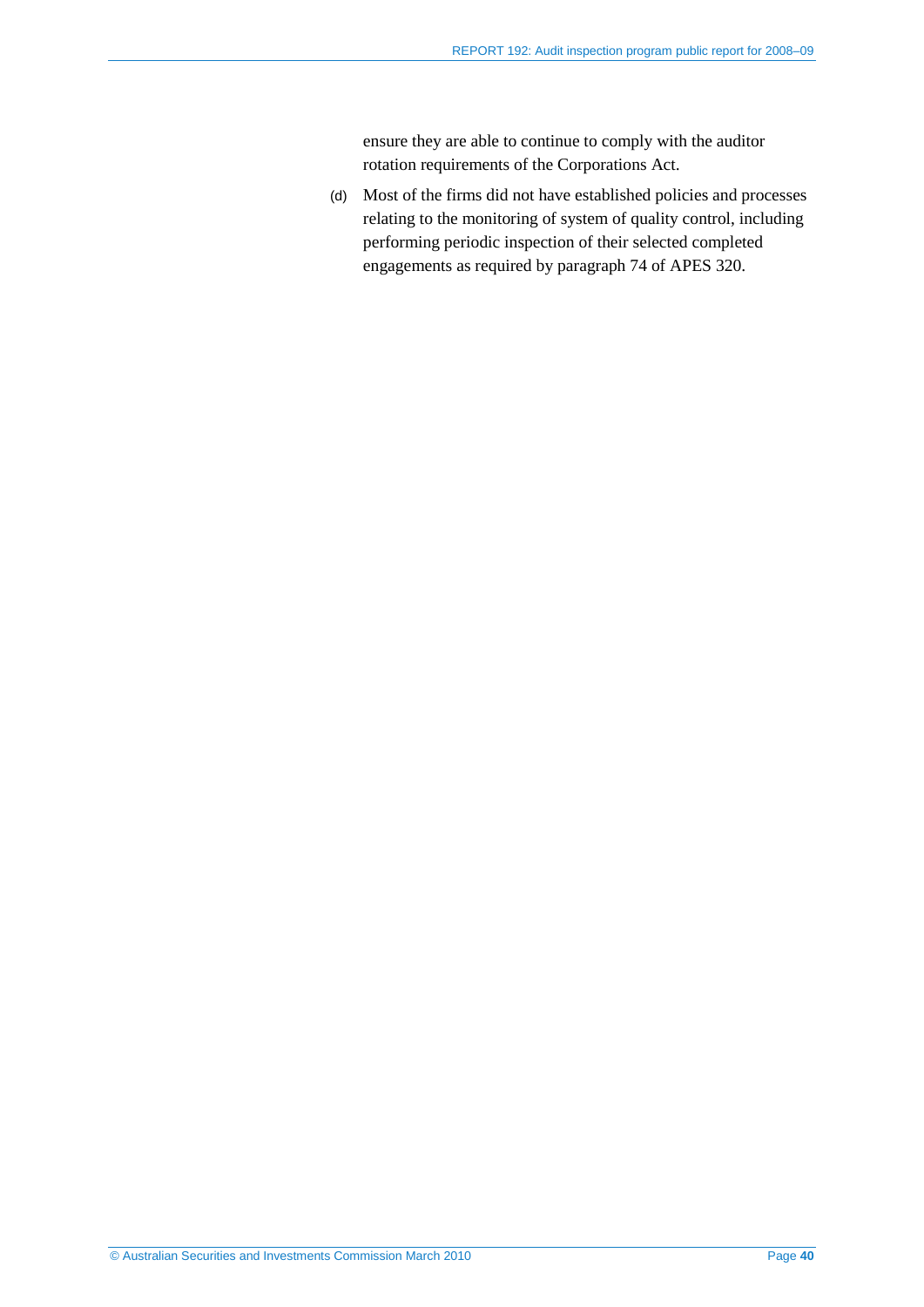ensure they are able to continue to comply with the auditor rotation requirements of the Corporations Act.

(d) Most of the firms did not have established policies and processes relating to the monitoring of system of quality control, including performing periodic inspection of their selected completed engagements as required by paragraph 74 of APES 320.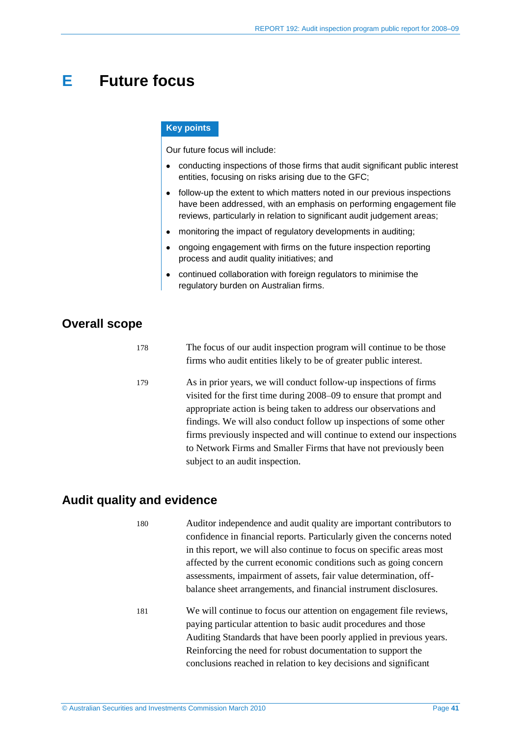# E Future focus

**Key points**

Our future focus will include:

- conducting inspections of those firms that audit significant public interest entities, focusing on risks arising due to the GFC;
- follow-up the extent to which matters noted in our previous inspections have been addressed, with an emphasis on performing engagement file reviews, particularly in relation to significant audit judgement areas;
- monitoring the impact of regulatory developments in auditing;
- ongoing engagement with firms on the future inspection reporting process and audit quality initiatives; and
- continued collaboration with foreign regulators to minimise the regulatory burden on Australian firms.

## Overall scope

178 The focus of our audit inspection program will continue to be those firms who audit entities likely to be of greater public interest.

179 As in prior years, we will conduct follow-up inspections of firms visited for the first time during 2008–09 to ensure that prompt and appropriate action is being taken to address our observations and findings. We will also conduct follow up inspections of some other firms previously inspected and will continue to extend our inspections to Network Firms and Smaller Firms that have not previously been subject to an audit inspection.

## Audit quality and evidence

180 Auditor independence and audit quality are important contributors to confidence in financial reports. Particularly given the concerns noted in this report, we will also continue to focus on specific areas most affected by the current economic conditions such as going concern assessments, impairment of assets, fair value determination, off-balance sheet arrangements, and financial instrument disclosures.

181 We will continue to focus our attention on engagement file reviews, paying particular attention to basic audit procedures and those Auditing Standards that have been poorly applied in previous years. Reinforcing the need for robust documentation to support the conclusions reached in relation to key decisions and significant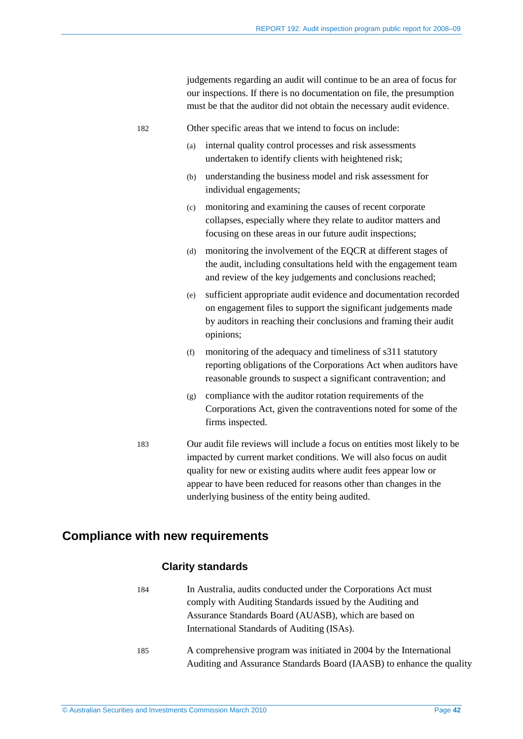judgements regarding an audit will continue to be an area of focus for our inspections. If there is no documentation on file, the presumption must be that the auditor did not obtain the necessary audit evidence.

182 Other specific areas that we intend to focus on include:

(a) internal quality control processes and risk assessments undertaken to identify clients with heightened risk;

(b) understanding the business model and risk assessment for individual engagements;

(c) monitoring and examining the causes of recent corporate collapses, especially where they relate to auditor matters and focusing on these areas in our future audit inspections;

(d) monitoring the involvement of the EQCR at different stages of the audit, including consultations held with the engagement team and review of the key judgements and conclusions reached;

(e) sufficient appropriate audit evidence and documentation recorded on engagement files to support the significant judgements made by auditors in reaching their conclusions and framing their audit opinions;

(f) monitoring of the adequacy and timeliness of s311 statutory reporting obligations of the Corporations Act when auditors have reasonable grounds to suspect a significant contravention; and

(g) compliance with the auditor rotation requirements of the Corporations Act, given the contraventions noted for some of the firms inspected.

183 Our audit file reviews will include a focus on entities most likely to be impacted by current market conditions. We will also focus on audit quality for new or existing audits where audit fees appear low or appear to have been reduced for reasons other than changes in the underlying business of the entity being audited.

## Compliance with new requirements

### Clarity standards

184 In Australia, audits conducted under the Corporations Act must comply with Auditing Standards issued by the Auditing and Assurance Standards Board (AUASB), which are based on International Standards of Auditing (ISAs).

185 A comprehensive program was initiated in 2004 by the International Auditing and Assurance Standards Board (IAASB) to enhance the quality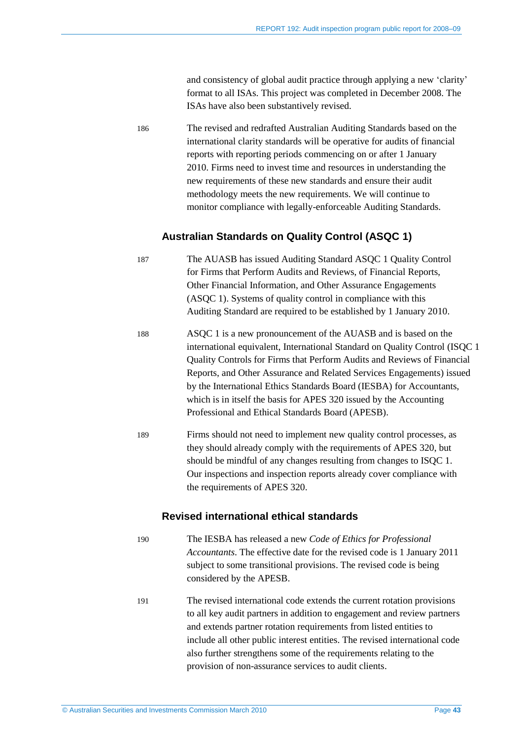and consistency of global audit practice through applying a new 'clarity' format to all ISAs. This project was completed in December 2008. The ISAs have also been substantively revised.

186 The revised and redrafted Australian Auditing Standards based on the international clarity standards will be operative for audits of financial reports with reporting periods commencing on or after 1 January 2010. Firms need to invest time and resources in understanding the new requirements of these new standards and ensure their audit methodology meets the new requirements. We will continue to monitor compliance with legally-enforceable Auditing Standards.

### Australian Standards on Quality Control (ASQC 1)

187 The AUASB has issued Auditing Standard ASQC 1 Quality Control for Firms that Perform Audits and Reviews, of Financial Reports, Other Financial Information, and Other Assurance Engagements (ASQC 1). Systems of quality control in compliance with this Auditing Standard are required to be established by 1 January 2010.

188 ASQC 1 is a new pronouncement of the AUASB and is based on the international equivalent, International Standard on Quality Control (ISQC 1 Quality Controls for Firms that Perform Audits and Reviews of Financial Reports, and Other Assurance and Related Services Engagements) issued by the International Ethics Standards Board (IESBA) for Accountants, which is in itself the basis for APES 320 issued by the Accounting Professional and Ethical Standards Board (APESB).

189 Firms should not need to implement new quality control processes, as they should already comply with the requirements of APES 320, but should be mindful of any changes resulting from changes to ISQC 1. Our inspections and inspection reports already cover compliance with the requirements of APES 320.

### Revised international ethical standards

190 The IESBA has released a new *Code of Ethics for Professional Accountants*. The effective date for the revised code is 1 January 2011 subject to some transitional provisions. The revised code is being considered by the APESB.

191 The revised international code extends the current rotation provisions to all key audit partners in addition to engagement and review partners and extends partner rotation requirements from listed entities to include all other public interest entities. The revised international code also further strengthens some of the requirements relating to the provision of non-assurance services to audit clients.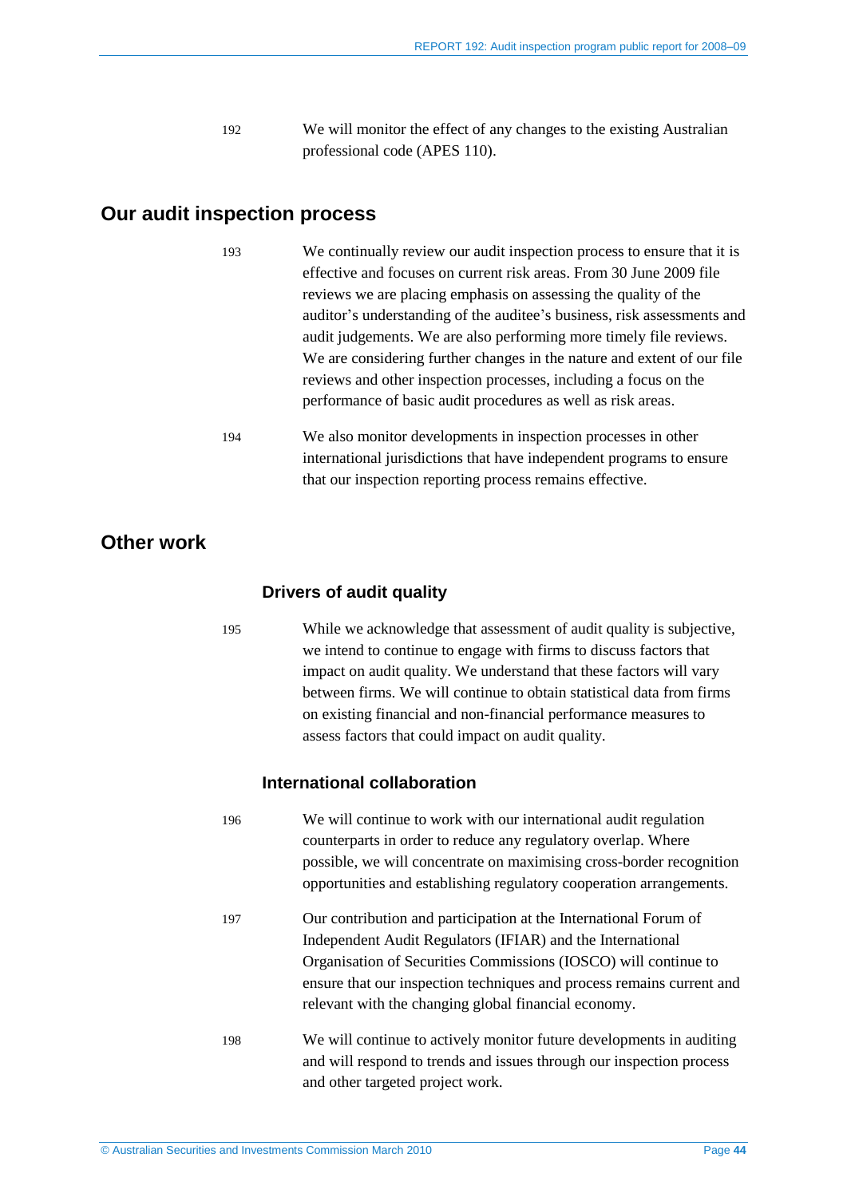192 We will monitor the effect of any changes to the existing Australian professional code (APES 110).

## Our audit inspection process

193 We continually review our audit inspection process to ensure that it is effective and focuses on current risk areas. From 30 June 2009 file reviews we are placing emphasis on assessing the quality of the auditor's understanding of the auditee's business, risk assessments and audit judgements. We are also performing more timely file reviews. We are considering further changes in the nature and extent of our file reviews and other inspection processes, including a focus on the performance of basic audit procedures as well as risk areas.

194 We also monitor developments in inspection processes in other international jurisdictions that have independent programs to ensure that our inspection reporting process remains effective.

## Other work

### Drivers of audit quality

195 While we acknowledge that assessment of audit quality is subjective, we intend to continue to engage with firms to discuss factors that impact on audit quality. We understand that these factors will vary between firms. We will continue to obtain statistical data from firms on existing financial and non-financial performance measures to assess factors that could impact on audit quality.

### International collaboration

196 We will continue to work with our international audit regulation counterparts in order to reduce any regulatory overlap. Where possible, we will concentrate on maximising cross-border recognition opportunities and establishing regulatory cooperation arrangements.

197 Our contribution and participation at the International Forum of Independent Audit Regulators (IFIAR) and the International Organisation of Securities Commissions (IOSCO) will continue to ensure that our inspection techniques and process remains current and relevant with the changing global financial economy.

198 We will continue to actively monitor future developments in auditing and will respond to trends and issues through our inspection process and other targeted project work.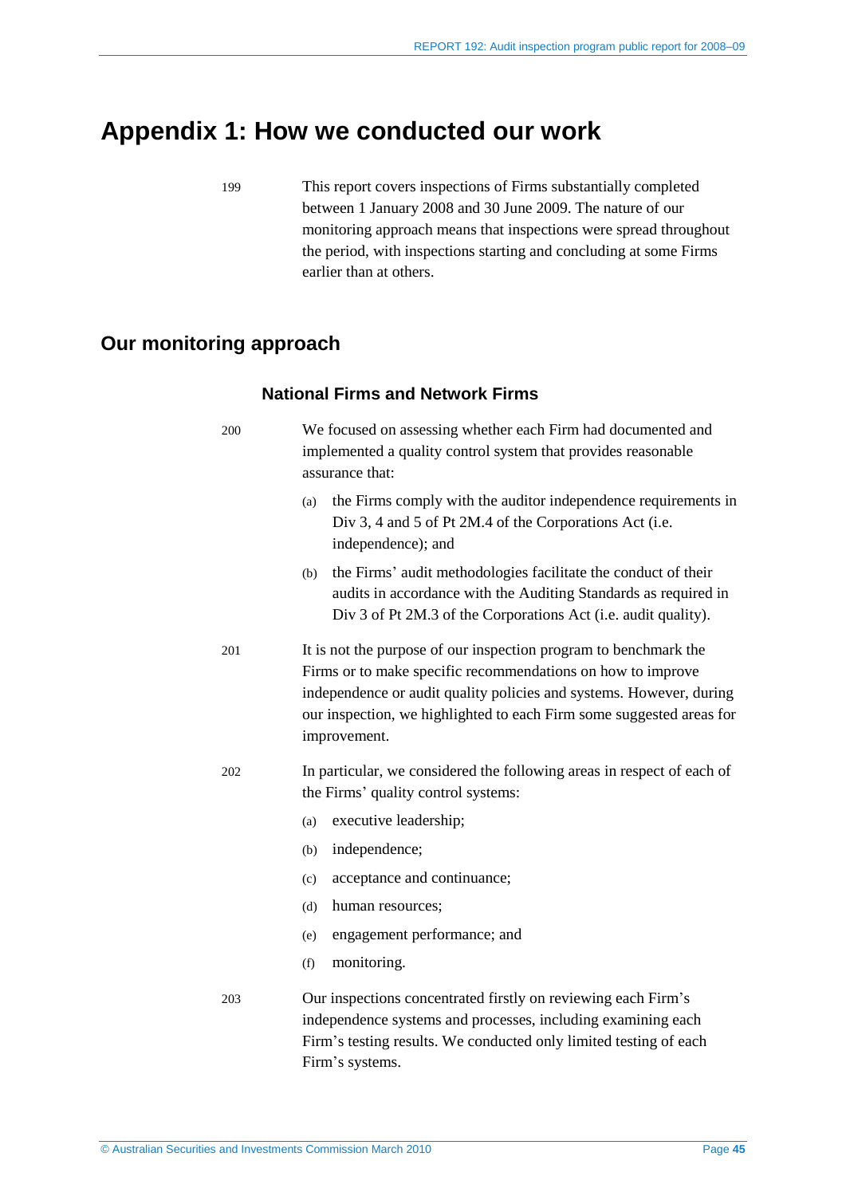# Appendix 1: How we conducted our work

199 This report covers inspections of Firms substantially completed between 1 January 2008 and 30 June 2009. The nature of our monitoring approach means that inspections were spread throughout the period, with inspections starting and concluding at some Firms earlier than at others.

## Our monitoring approach

### National Firms and Network Firms

200 We focused on assessing whether each Firm had documented and implemented a quality control system that provides reasonable assurance that:

(a) the Firms comply with the auditor independence requirements in Div 3, 4 and 5 of Pt 2M.4 of the Corporations Act (i.e. independence); and

(b) the Firms' audit methodologies facilitate the conduct of their audits in accordance with the Auditing Standards as required in Div 3 of Pt 2M.3 of the Corporations Act (i.e. audit quality).

201 It is not the purpose of our inspection program to benchmark the Firms or to make specific recommendations on how to improve independence or audit quality policies and systems. However, during our inspection, we highlighted to each Firm some suggested areas for improvement.

202 In particular, we considered the following areas in respect of each of the Firms' quality control systems:

(a) executive leadership;

(b) independence;

(c) acceptance and continuance;

(d) human resources;

(e) engagement performance; and

(f) monitoring.

203 Our inspections concentrated firstly on reviewing each Firm's independence systems and processes, including examining each Firm's testing results. We conducted only limited testing of each Firm's systems.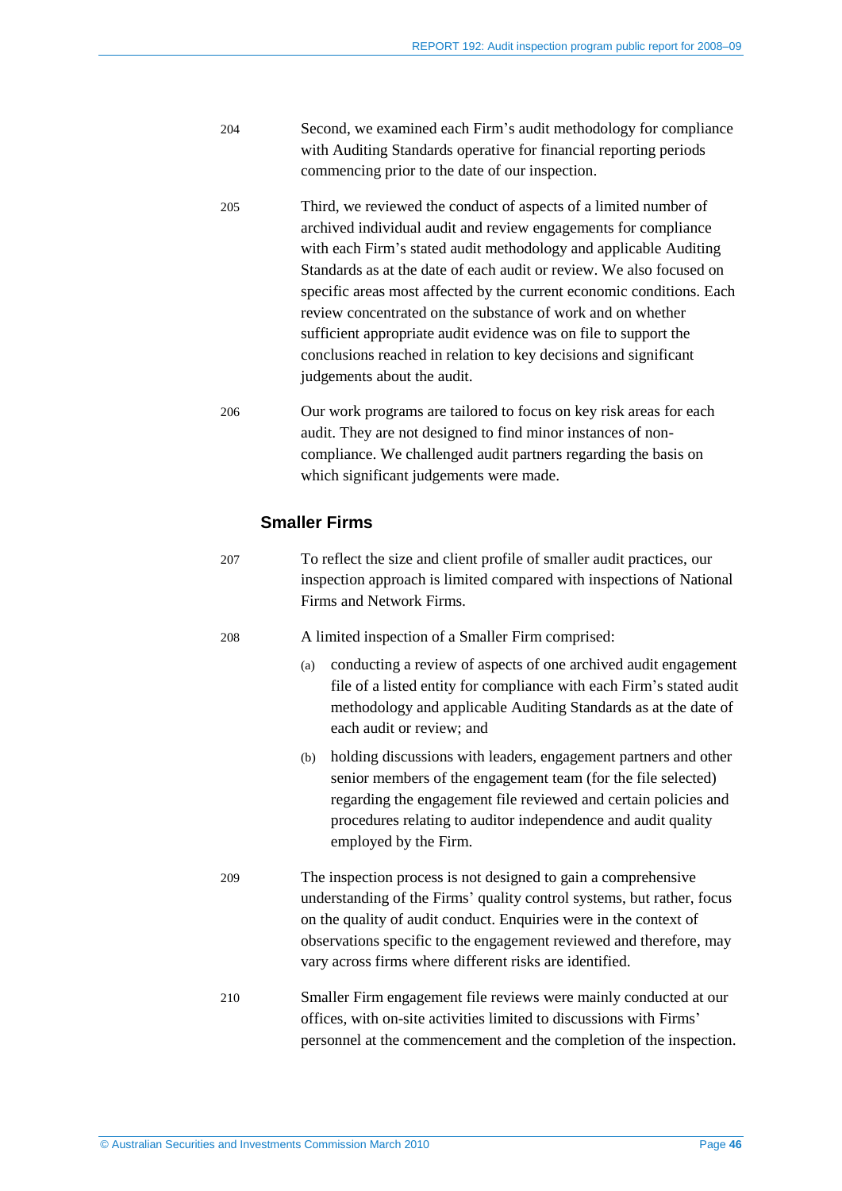204 Second, we examined each Firm's audit methodology for compliance with Auditing Standards operative for financial reporting periods commencing prior to the date of our inspection.

205 Third, we reviewed the conduct of aspects of a limited number of archived individual audit and review engagements for compliance with each Firm's stated audit methodology and applicable Auditing Standards as at the date of each audit or review. We also focused on specific areas most affected by the current economic conditions. Each review concentrated on the substance of work and on whether sufficient appropriate audit evidence was on file to support the conclusions reached in relation to key decisions and significant judgements about the audit.

206 Our work programs are tailored to focus on key risk areas for each audit. They are not designed to find minor instances of non-compliance. We challenged audit partners regarding the basis on which significant judgements were made.

### Smaller Firms

207 To reflect the size and client profile of smaller audit practices, our inspection approach is limited compared with inspections of National Firms and Network Firms.

208 A limited inspection of a Smaller Firm comprised:

(a) conducting a review of aspects of one archived audit engagement file of a listed entity for compliance with each Firm's stated audit methodology and applicable Auditing Standards as at the date of each audit or review; and

(b) holding discussions with leaders, engagement partners and other senior members of the engagement team (for the file selected) regarding the engagement file reviewed and certain policies and procedures relating to auditor independence and audit quality employed by the Firm.

209 The inspection process is not designed to gain a comprehensive understanding of the Firms' quality control systems, but rather, focus on the quality of audit conduct. Enquiries were in the context of observations specific to the engagement reviewed and therefore, may vary across firms where different risks are identified.

210 Smaller Firm engagement file reviews were mainly conducted at our offices, with on-site activities limited to discussions with Firms' personnel at the commencement and the completion of the inspection.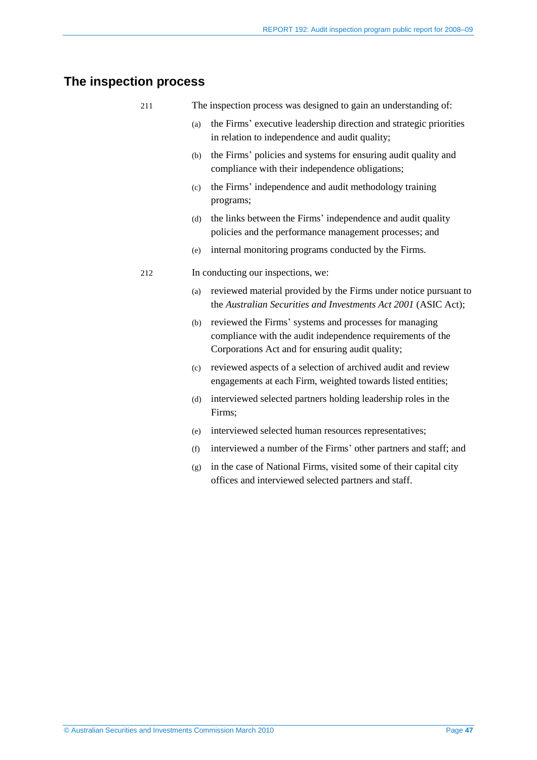## The inspection process

211 The inspection process was designed to gain an understanding of:

(a) the Firms' executive leadership direction and strategic priorities in relation to independence and audit quality;

(b) the Firms' policies and systems for ensuring audit quality and compliance with their independence obligations;

(c) the Firms' independence and audit methodology training programs;

(d) the links between the Firms' independence and audit quality policies and the performance management processes; and

(e) internal monitoring programs conducted by the Firms.

212 In conducting our inspections, we:

(a) reviewed material provided by the Firms under notice pursuant to the *Australian Securities and Investments Act 2001* (ASIC Act);

(b) reviewed the Firms' systems and processes for managing compliance with the audit independence requirements of the Corporations Act and for ensuring audit quality;

(c) reviewed aspects of a selection of archived audit and review engagements at each Firm, weighted towards listed entities;

(d) interviewed selected partners holding leadership roles in the Firms;

(e) interviewed selected human resources representatives;

(f) interviewed a number of the Firms' other partners and staff; and

(g) in the case of National Firms, visited some of their capital city offices and interviewed selected partners and staff.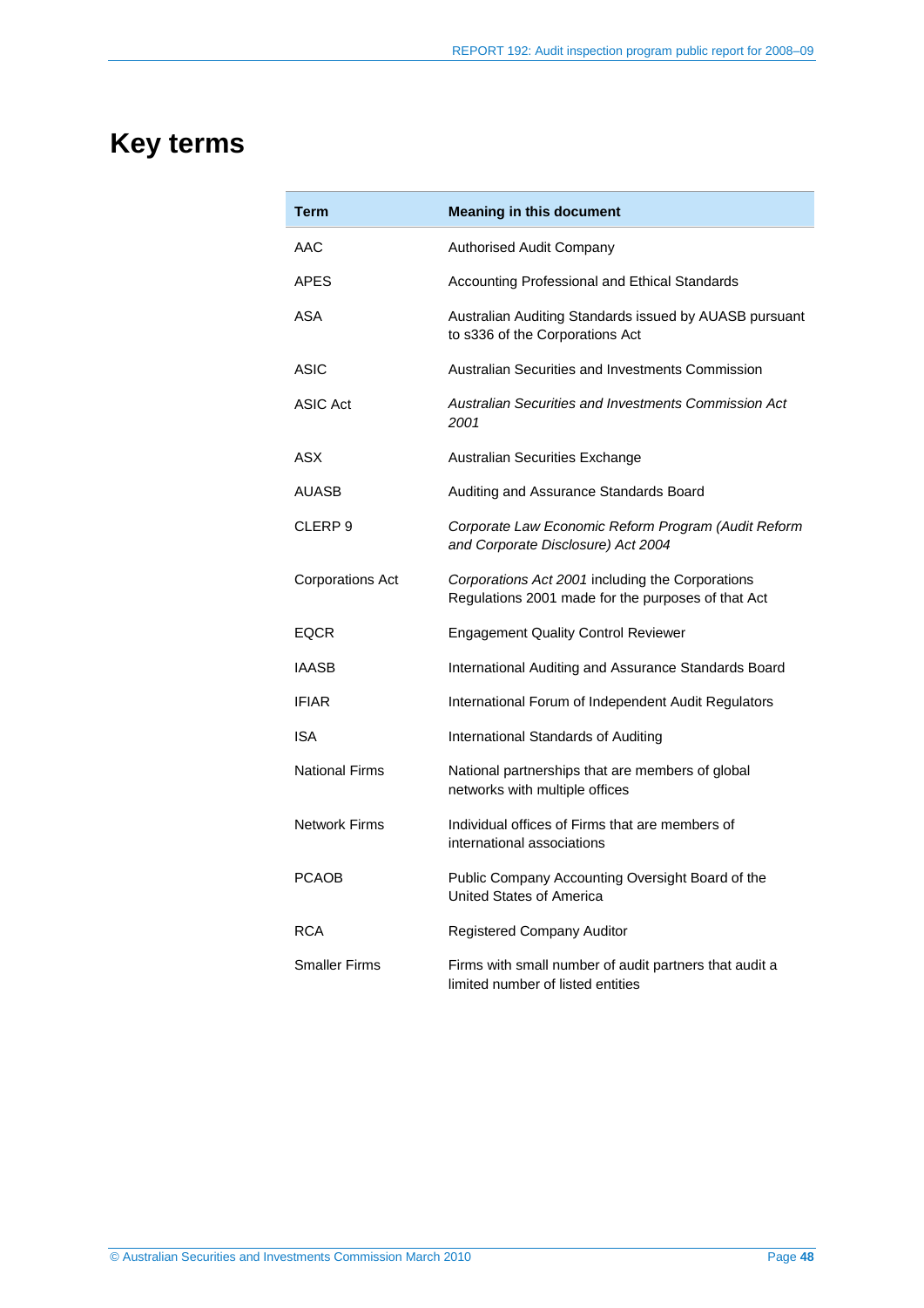# Key terms

| Term | Meaning in this document |
|---|---|
| AAC | Authorised Audit Company |
| APES | Accounting Professional and Ethical Standards |
| ASA | Australian Auditing Standards issued by AUASB pursuant to s336 of the Corporations Act |
| ASIC | Australian Securities and Investments Commission |
| ASIC Act | *Australian Securities and Investments Commission Act 2001* |
| ASX | Australian Securities Exchange |
| AUASB | Auditing and Assurance Standards Board |
| CLERP 9 | *Corporate Law Economic Reform Program (Audit Reform and Corporate Disclosure) Act 2004* |
| Corporations Act | *Corporations Act 2001* including the Corporations Regulations 2001 made for the purposes of that Act |
| EQCR | Engagement Quality Control Reviewer |
| IAASB | International Auditing and Assurance Standards Board |
| IFIAR | International Forum of Independent Audit Regulators |
| ISA | International Standards of Auditing |
| National Firms | National partnerships that are members of global networks with multiple offices |
| Network Firms | Individual offices of Firms that are members of international associations |
| PCAOB | Public Company Accounting Oversight Board of the United States of America |
| RCA | Registered Company Auditor |
| Smaller Firms | Firms with small number of audit partners that audit a limited number of listed entities |